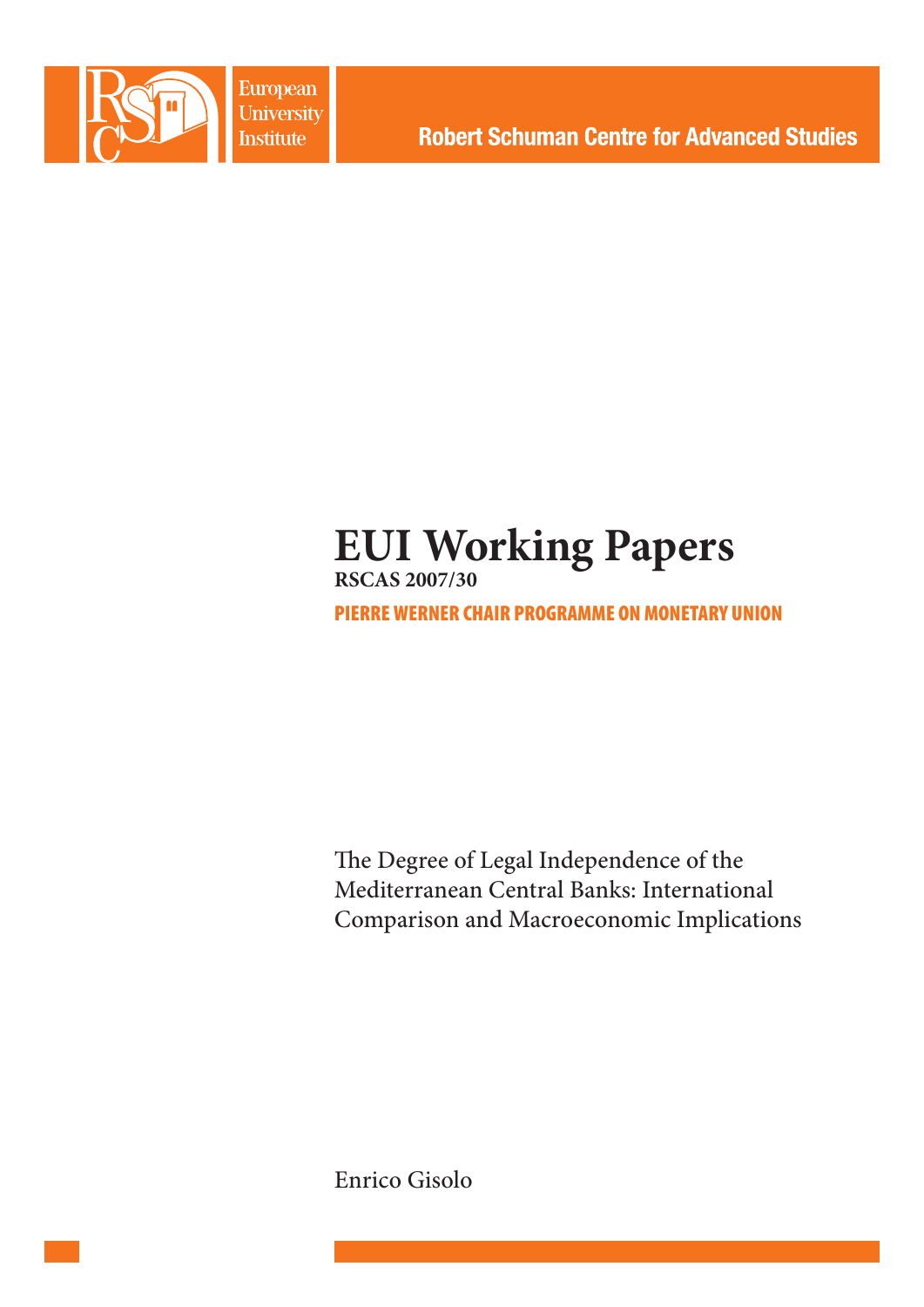European University Institute

Robert Schuman Centre for Advanced Studies

# EUI Working Papers

**RSCAS 2007/30**

**PIERRE WERNER CHAIR PROGRAMME ON MONETARY UNION**

The Degree of Legal Independence of the Mediterranean Central Banks: International Comparison and Macroeconomic Implications

Enrico Gisolo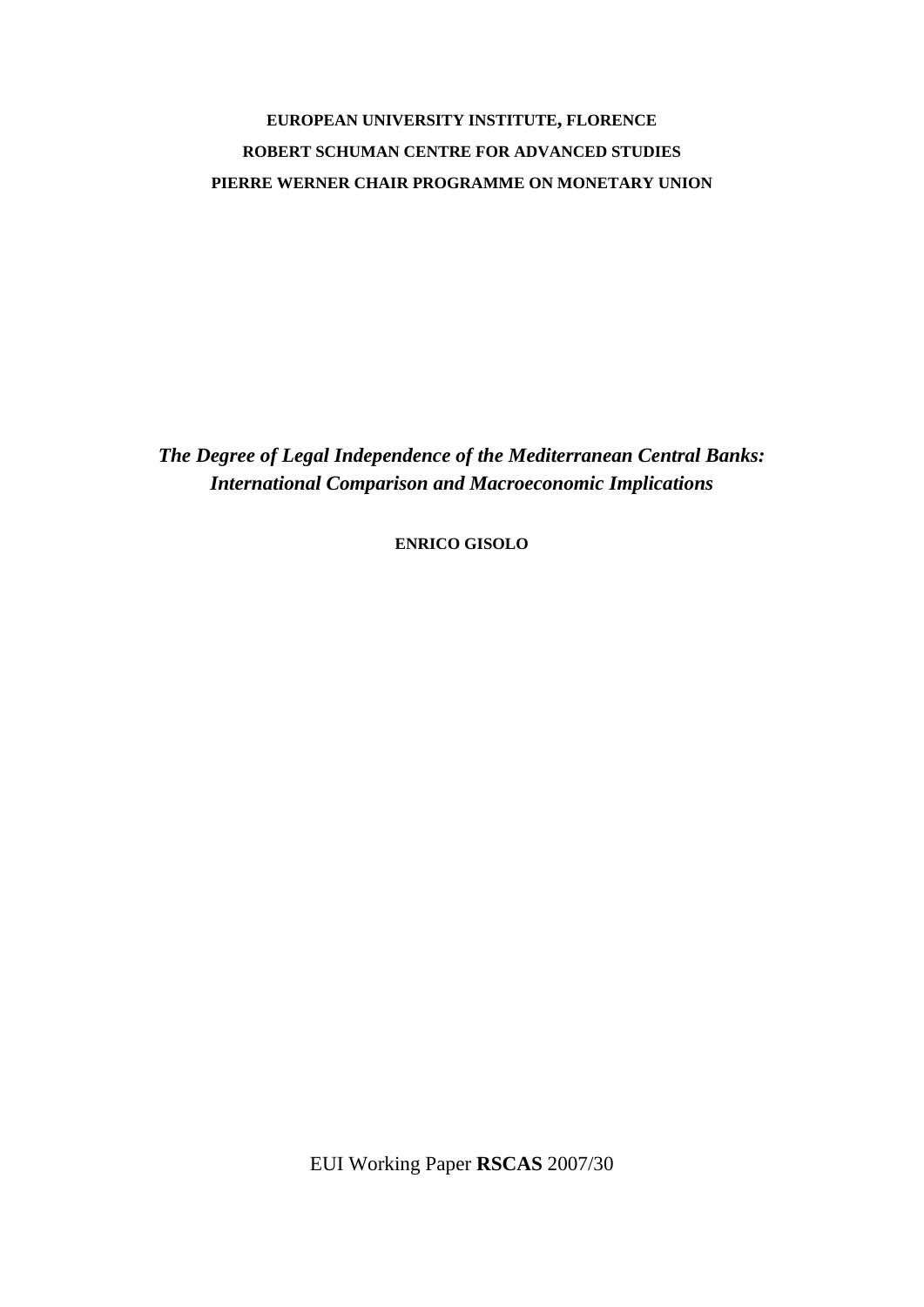**EUROPEAN UNIVERSITY INSTITUTE, FLORENCE**

**ROBERT SCHUMAN CENTRE FOR ADVANCED STUDIES**

**PIERRE WERNER CHAIR PROGRAMME ON MONETARY UNION**

# *The Degree of Legal Independence of the Mediterranean Central Banks: International Comparison and Macroeconomic Implications*

**ENRICO GISOLO**

EUI Working Paper **RSCAS** 2007/30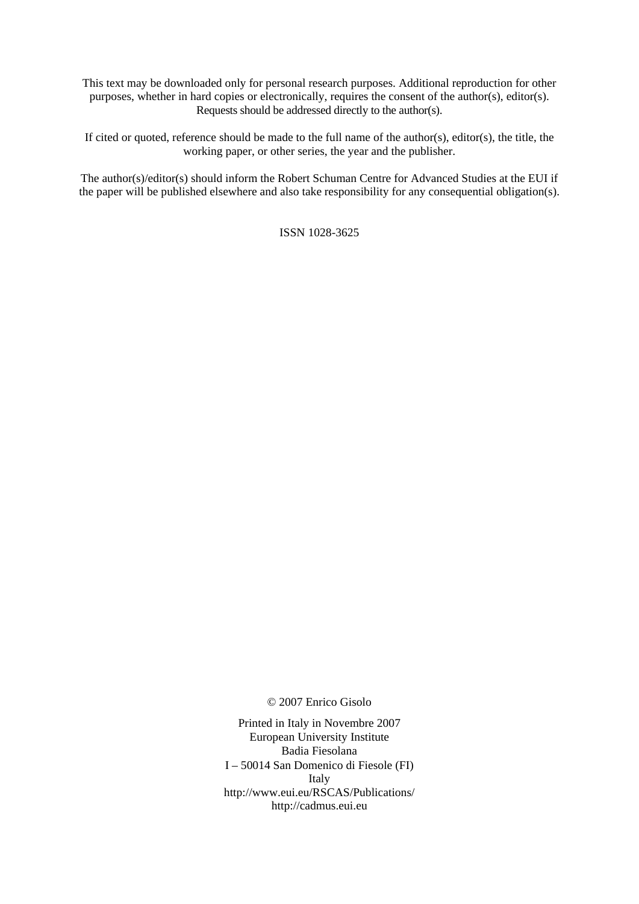This text may be downloaded only for personal research purposes. Additional reproduction for other purposes, whether in hard copies or electronically, requires the consent of the author(s), editor(s). Requests should be addressed directly to the author(s).

If cited or quoted, reference should be made to the full name of the author(s), editor(s), the title, the working paper, or other series, the year and the publisher.

The author(s)/editor(s) should inform the Robert Schuman Centre for Advanced Studies at the EUI if the paper will be published elsewhere and also take responsibility for any consequential obligation(s).

ISSN 1028-3625

© 2007 Enrico Gisolo

Printed in Italy in Novembre 2007
European University Institute
Badia Fiesolana
I – 50014 San Domenico di Fiesole (FI)
Italy
http://www.eui.eu/RSCAS/Publications/
http://cadmus.eui.eu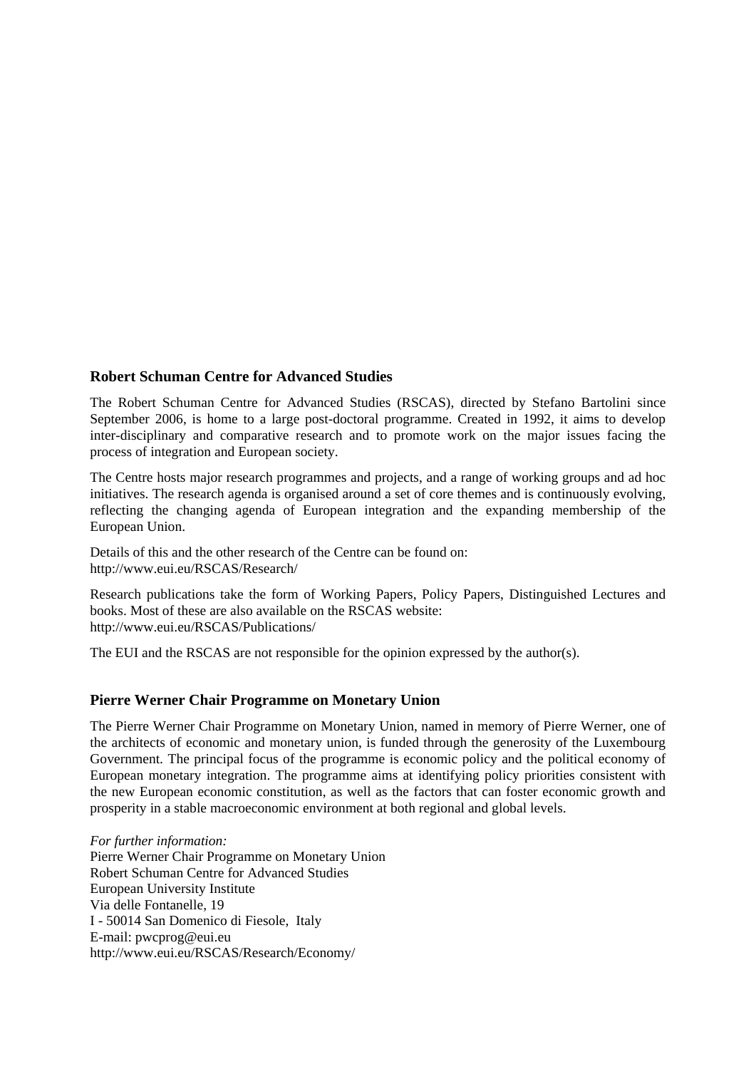## Robert Schuman Centre for Advanced Studies

The Robert Schuman Centre for Advanced Studies (RSCAS), directed by Stefano Bartolini since September 2006, is home to a large post-doctoral programme. Created in 1992, it aims to develop inter-disciplinary and comparative research and to promote work on the major issues facing the process of integration and European society.

The Centre hosts major research programmes and projects, and a range of working groups and ad hoc initiatives. The research agenda is organised around a set of core themes and is continuously evolving, reflecting the changing agenda of European integration and the expanding membership of the European Union.

Details of this and the other research of the Centre can be found on:
http://www.eui.eu/RSCAS/Research/

Research publications take the form of Working Papers, Policy Papers, Distinguished Lectures and books. Most of these are also available on the RSCAS website:
http://www.eui.eu/RSCAS/Publications/

The EUI and the RSCAS are not responsible for the opinion expressed by the author(s).

## Pierre Werner Chair Programme on Monetary Union

The Pierre Werner Chair Programme on Monetary Union, named in memory of Pierre Werner, one of the architects of economic and monetary union, is funded through the generosity of the Luxembourg Government. The principal focus of the programme is economic policy and the political economy of European monetary integration. The programme aims at identifying policy priorities consistent with the new European economic constitution, as well as the factors that can foster economic growth and prosperity in a stable macroeconomic environment at both regional and global levels.

*For further information:*
Pierre Werner Chair Programme on Monetary Union
Robert Schuman Centre for Advanced Studies
European University Institute
Via delle Fontanelle, 19
I - 50014 San Domenico di Fiesole, Italy
E-mail: pwcprog@eui.eu
http://www.eui.eu/RSCAS/Research/Economy/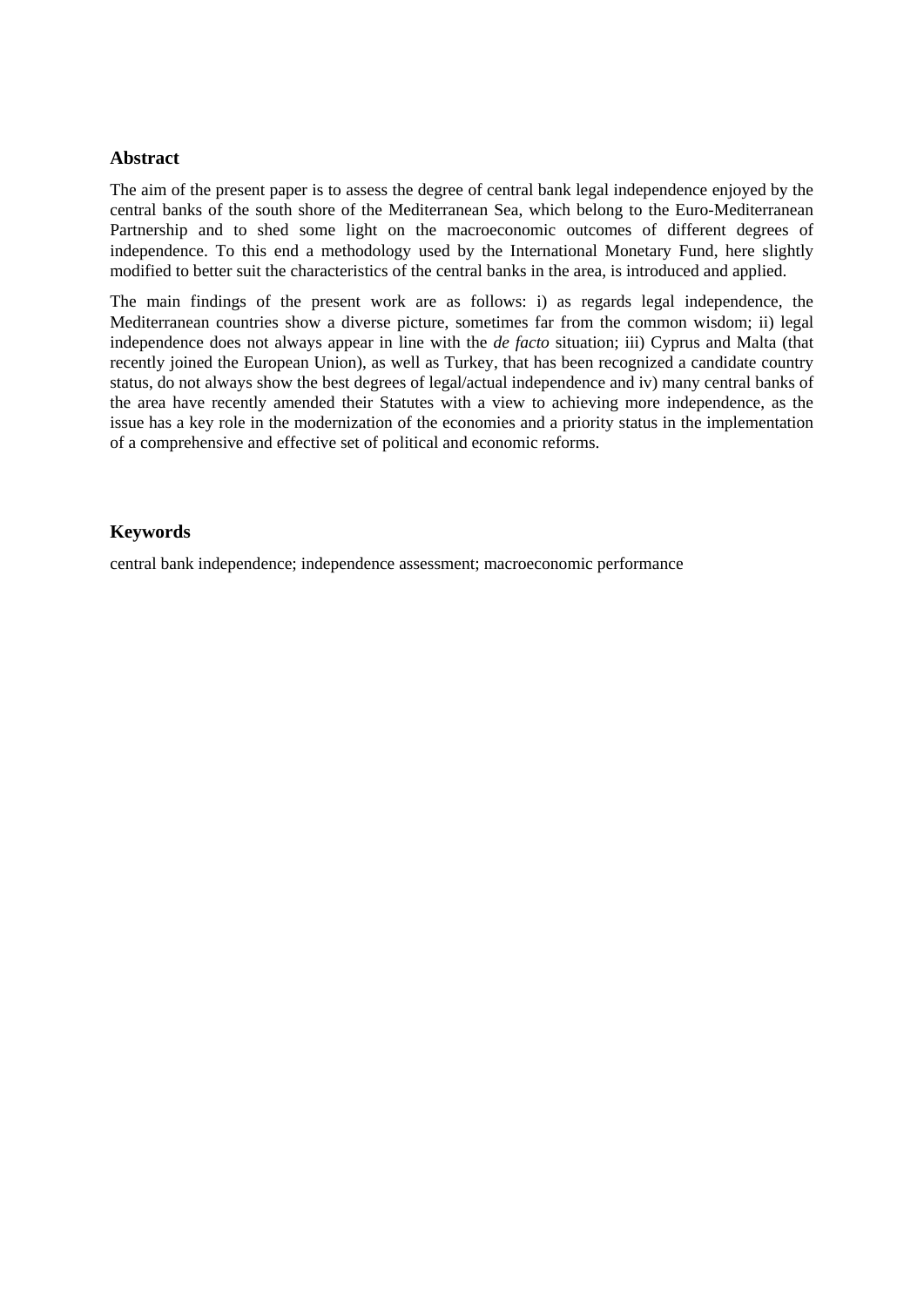### Abstract

The aim of the present paper is to assess the degree of central bank legal independence enjoyed by the central banks of the south shore of the Mediterranean Sea, which belong to the Euro-Mediterranean Partnership and to shed some light on the macroeconomic outcomes of different degrees of independence. To this end a methodology used by the International Monetary Fund, here slightly modified to better suit the characteristics of the central banks in the area, is introduced and applied.

The main findings of the present work are as follows: i) as regards legal independence, the Mediterranean countries show a diverse picture, sometimes far from the common wisdom; ii) legal independence does not always appear in line with the *de facto* situation; iii) Cyprus and Malta (that recently joined the European Union), as well as Turkey, that has been recognized a candidate country status, do not always show the best degrees of legal/actual independence and iv) many central banks of the area have recently amended their Statutes with a view to achieving more independence, as the issue has a key role in the modernization of the economies and a priority status in the implementation of a comprehensive and effective set of political and economic reforms.

### Keywords

central bank independence; independence assessment; macroeconomic performance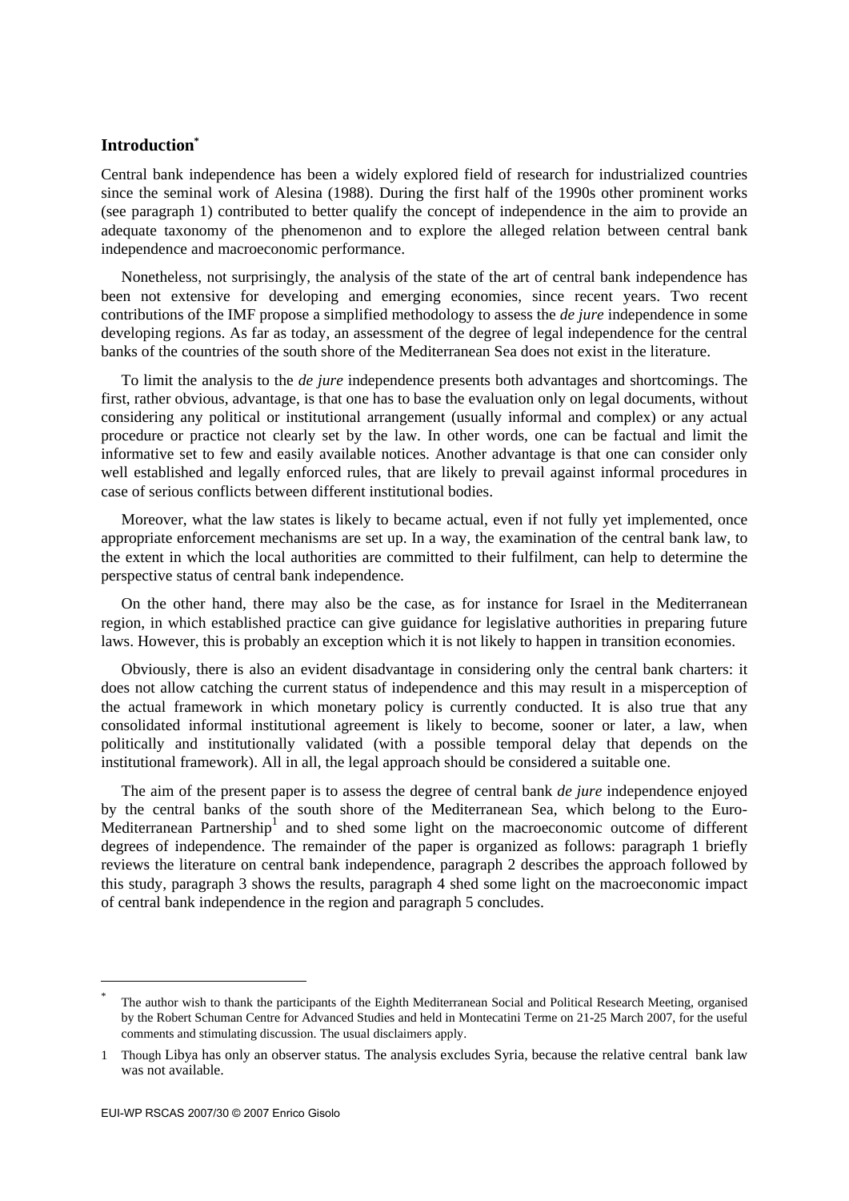## Introduction[*]

Central bank independence has been a widely explored field of research for industrialized countries since the seminal work of Alesina (1988). During the first half of the 1990s other prominent works (see paragraph 1) contributed to better qualify the concept of independence in the aim to provide an adequate taxonomy of the phenomenon and to explore the alleged relation between central bank independence and macroeconomic performance.

Nonetheless, not surprisingly, the analysis of the state of the art of central bank independence has been not extensive for developing and emerging economies, since recent years. Two recent contributions of the IMF propose a simplified methodology to assess the *de jure* independence in some developing regions. As far as today, an assessment of the degree of legal independence for the central banks of the countries of the south shore of the Mediterranean Sea does not exist in the literature.

To limit the analysis to the *de jure* independence presents both advantages and shortcomings. The first, rather obvious, advantage, is that one has to base the evaluation only on legal documents, without considering any political or institutional arrangement (usually informal and complex) or any actual procedure or practice not clearly set by the law. In other words, one can be factual and limit the informative set to few and easily available notices. Another advantage is that one can consider only well established and legally enforced rules, that are likely to prevail against informal procedures in case of serious conflicts between different institutional bodies.

Moreover, what the law states is likely to became actual, even if not fully yet implemented, once appropriate enforcement mechanisms are set up. In a way, the examination of the central bank law, to the extent in which the local authorities are committed to their fulfilment, can help to determine the perspective status of central bank independence.

On the other hand, there may also be the case, as for instance for Israel in the Mediterranean region, in which established practice can give guidance for legislative authorities in preparing future laws. However, this is probably an exception which it is not likely to happen in transition economies.

Obviously, there is also an evident disadvantage in considering only the central bank charters: it does not allow catching the current status of independence and this may result in a misperception of the actual framework in which monetary policy is currently conducted. It is also true that any consolidated informal institutional agreement is likely to become, sooner or later, a law, when politically and institutionally validated (with a possible temporal delay that depends on the institutional framework). All in all, the legal approach should be considered a suitable one.

The aim of the present paper is to assess the degree of central bank *de jure* independence enjoyed by the central banks of the south shore of the Mediterranean Sea, which belong to the Euro-Mediterranean Partnership[1] and to shed some light on the macroeconomic outcome of different degrees of independence. The remainder of the paper is organized as follows: paragraph 1 briefly reviews the literature on central bank independence, paragraph 2 describes the approach followed by this study, paragraph 3 shows the results, paragraph 4 shed some light on the macroeconomic impact of central bank independence in the region and paragraph 5 concludes.

---

[*] The author wish to thank the participants of the Eighth Mediterranean Social and Political Research Meeting, organised by the Robert Schuman Centre for Advanced Studies and held in Montecatini Terme on 21-25 March 2007, for the useful comments and stimulating discussion. The usual disclaimers apply.

[1] Though Libya has only an observer status. The analysis excludes Syria, because the relative central bank law was not available.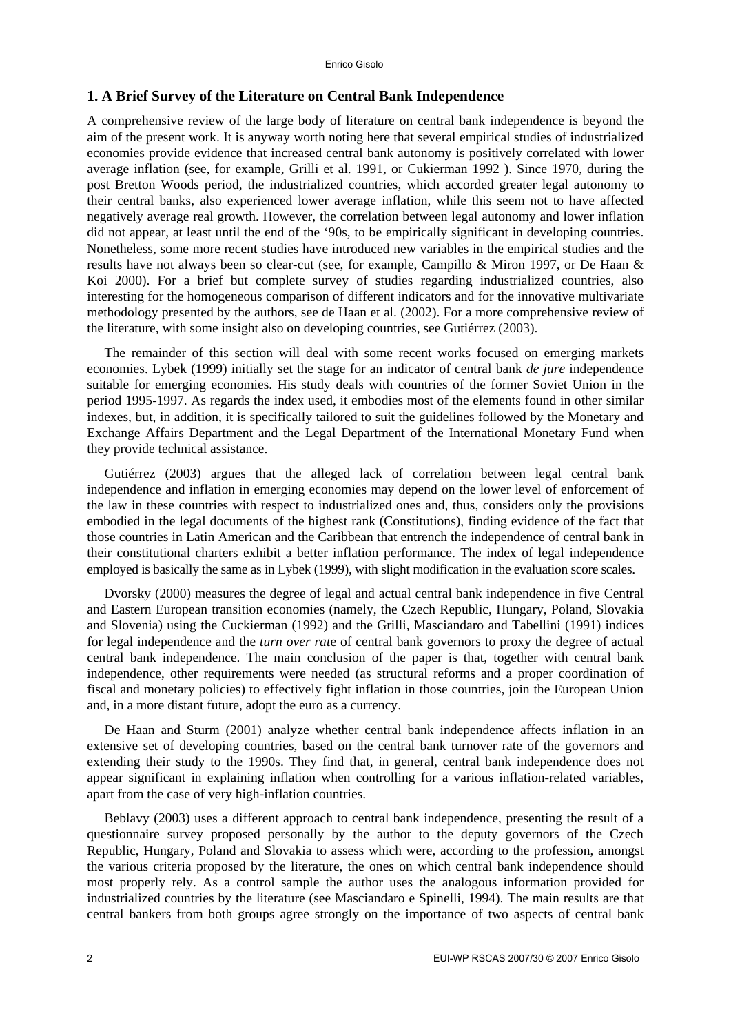## 1. A Brief Survey of the Literature on Central Bank Independence

A comprehensive review of the large body of literature on central bank independence is beyond the aim of the present work. It is anyway worth noting here that several empirical studies of industrialized economies provide evidence that increased central bank autonomy is positively correlated with lower average inflation (see, for example, Grilli et al. 1991, or Cukierman 1992 ). Since 1970, during the post Bretton Woods period, the industrialized countries, which accorded greater legal autonomy to their central banks, also experienced lower average inflation, while this seem not to have affected negatively average real growth. However, the correlation between legal autonomy and lower inflation did not appear, at least until the end of the '90s, to be empirically significant in developing countries. Nonetheless, some more recent studies have introduced new variables in the empirical studies and the results have not always been so clear-cut (see, for example, Campillo & Miron 1997, or De Haan & Koi 2000). For a brief but complete survey of studies regarding industrialized countries, also interesting for the homogeneous comparison of different indicators and for the innovative multivariate methodology presented by the authors, see de Haan et al. (2002). For a more comprehensive review of the literature, with some insight also on developing countries, see Gutiérrez (2003).

The remainder of this section will deal with some recent works focused on emerging markets economies. Lybek (1999) initially set the stage for an indicator of central bank *de jure* independence suitable for emerging economies. His study deals with countries of the former Soviet Union in the period 1995-1997. As regards the index used, it embodies most of the elements found in other similar indexes, but, in addition, it is specifically tailored to suit the guidelines followed by the Monetary and Exchange Affairs Department and the Legal Department of the International Monetary Fund when they provide technical assistance.

Gutiérrez (2003) argues that the alleged lack of correlation between legal central bank independence and inflation in emerging economies may depend on the lower level of enforcement of the law in these countries with respect to industrialized ones and, thus, considers only the provisions embodied in the legal documents of the highest rank (Constitutions), finding evidence of the fact that those countries in Latin American and the Caribbean that entrench the independence of central bank in their constitutional charters exhibit a better inflation performance. The index of legal independence employed is basically the same as in Lybek (1999), with slight modification in the evaluation score scales.

Dvorsky (2000) measures the degree of legal and actual central bank independence in five Central and Eastern European transition economies (namely, the Czech Republic, Hungary, Poland, Slovakia and Slovenia) using the Cuckierman (1992) and the Grilli, Masciandaro and Tabellini (1991) indices for legal independence and the *turn over rat*e of central bank governors to proxy the degree of actual central bank independence. The main conclusion of the paper is that, together with central bank independence, other requirements were needed (as structural reforms and a proper coordination of fiscal and monetary policies) to effectively fight inflation in those countries, join the European Union and, in a more distant future, adopt the euro as a currency.

De Haan and Sturm (2001) analyze whether central bank independence affects inflation in an extensive set of developing countries, based on the central bank turnover rate of the governors and extending their study to the 1990s. They find that, in general, central bank independence does not appear significant in explaining inflation when controlling for a various inflation-related variables, apart from the case of very high-inflation countries.

Beblavy (2003) uses a different approach to central bank independence, presenting the result of a questionnaire survey proposed personally by the author to the deputy governors of the Czech Republic, Hungary, Poland and Slovakia to assess which were, according to the profession, amongst the various criteria proposed by the literature, the ones on which central bank independence should most properly rely. As a control sample the author uses the analogous information provided for industrialized countries by the literature (see Masciandaro e Spinelli, 1994). The main results are that central bankers from both groups agree strongly on the importance of two aspects of central bank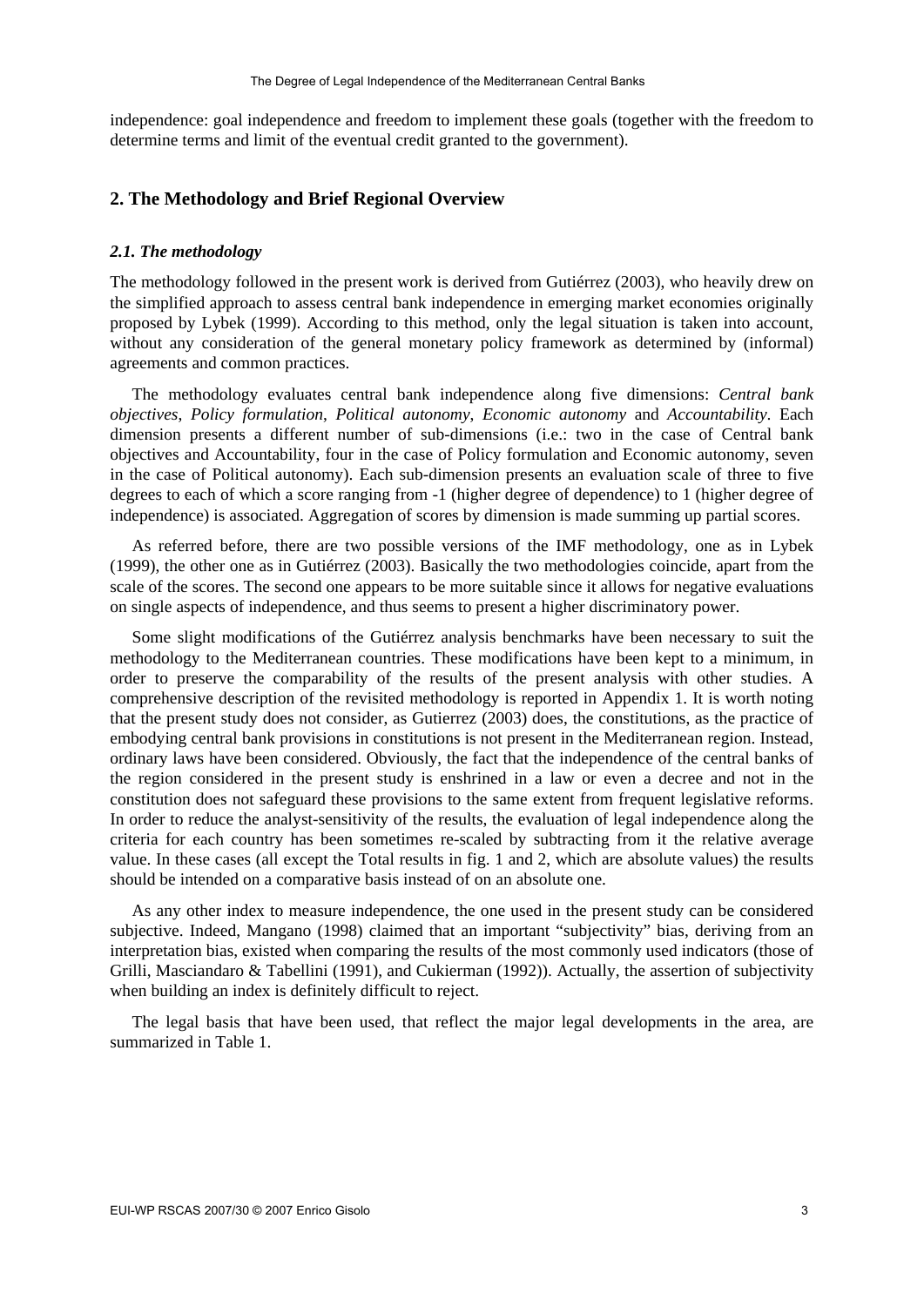independence: goal independence and freedom to implement these goals (together with the freedom to determine terms and limit of the eventual credit granted to the government).

## 2. The Methodology and Brief Regional Overview

### *2.1. The methodology*

The methodology followed in the present work is derived from Gutiérrez (2003), who heavily drew on the simplified approach to assess central bank independence in emerging market economies originally proposed by Lybek (1999). According to this method, only the legal situation is taken into account, without any consideration of the general monetary policy framework as determined by (informal) agreements and common practices.

The methodology evaluates central bank independence along five dimensions: *Central bank objectives*, *Policy formulation*, *Political autonomy*, *Economic autonomy* and *Accountability*. Each dimension presents a different number of sub-dimensions (i.e.: two in the case of Central bank objectives and Accountability, four in the case of Policy formulation and Economic autonomy, seven in the case of Political autonomy). Each sub-dimension presents an evaluation scale of three to five degrees to each of which a score ranging from -1 (higher degree of dependence) to 1 (higher degree of independence) is associated. Aggregation of scores by dimension is made summing up partial scores.

As referred before, there are two possible versions of the IMF methodology, one as in Lybek (1999), the other one as in Gutiérrez (2003). Basically the two methodologies coincide, apart from the scale of the scores. The second one appears to be more suitable since it allows for negative evaluations on single aspects of independence, and thus seems to present a higher discriminatory power.

Some slight modifications of the Gutiérrez analysis benchmarks have been necessary to suit the methodology to the Mediterranean countries. These modifications have been kept to a minimum, in order to preserve the comparability of the results of the present analysis with other studies. A comprehensive description of the revisited methodology is reported in Appendix 1. It is worth noting that the present study does not consider, as Gutierrez (2003) does, the constitutions, as the practice of embodying central bank provisions in constitutions is not present in the Mediterranean region. Instead, ordinary laws have been considered. Obviously, the fact that the independence of the central banks of the region considered in the present study is enshrined in a law or even a decree and not in the constitution does not safeguard these provisions to the same extent from frequent legislative reforms. In order to reduce the analyst-sensitivity of the results, the evaluation of legal independence along the criteria for each country has been sometimes re-scaled by subtracting from it the relative average value. In these cases (all except the Total results in fig. 1 and 2, which are absolute values) the results should be intended on a comparative basis instead of on an absolute one.

As any other index to measure independence, the one used in the present study can be considered subjective. Indeed, Mangano (1998) claimed that an important "subjectivity" bias, deriving from an interpretation bias, existed when comparing the results of the most commonly used indicators (those of Grilli, Masciandaro & Tabellini (1991), and Cukierman (1992)). Actually, the assertion of subjectivity when building an index is definitely difficult to reject.

The legal basis that have been used, that reflect the major legal developments in the area, are summarized in Table 1.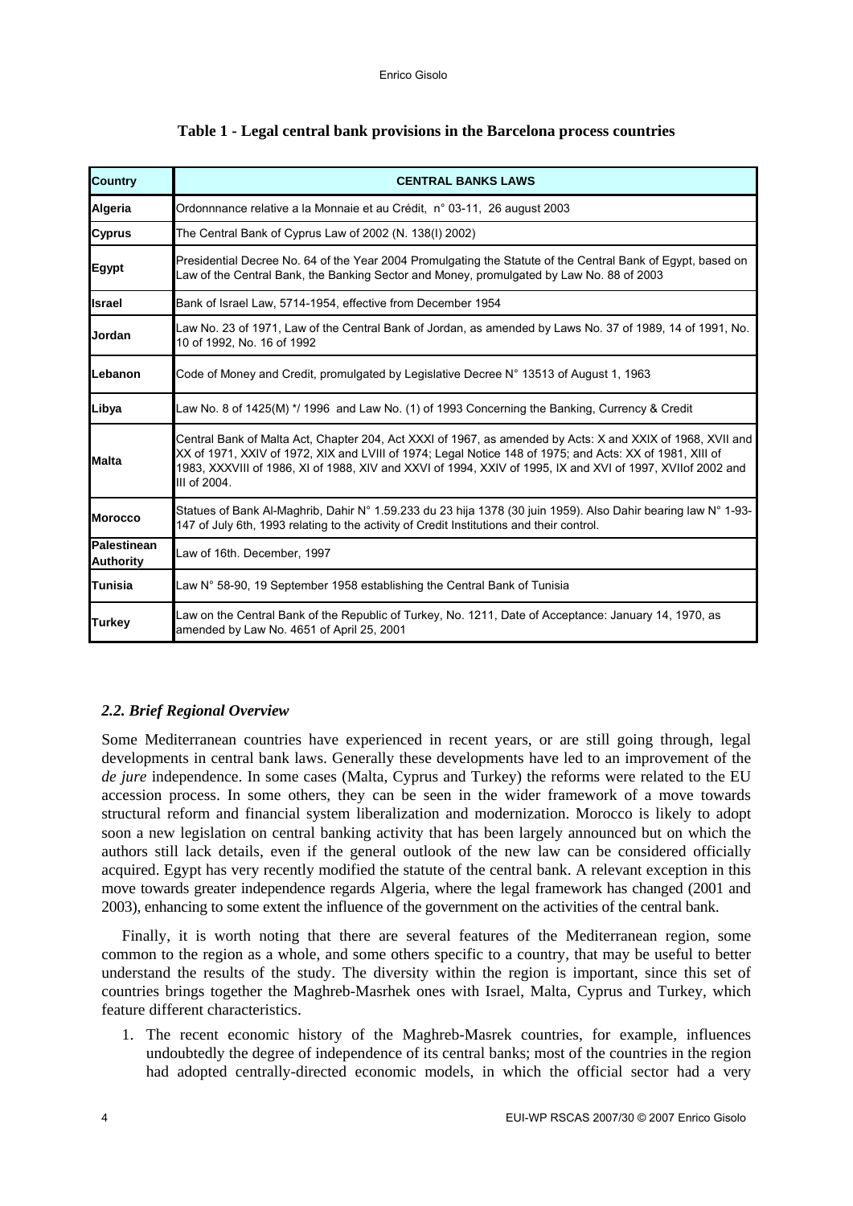**Table 1 - Legal central bank provisions in the Barcelona process countries**

| Country | CENTRAL BANKS LAWS |
| --- | --- |
| Algeria | Ordonnnance relative a la Monnaie et au Crédit, n° 03-11, 26 august 2003 |
| Cyprus | The Central Bank of Cyprus Law of 2002 (N. 138(I) 2002) |
| Egypt | Presidential Decree No. 64 of the Year 2004 Promulgating the Statute of the Central Bank of Egypt, based on Law of the Central Bank, the Banking Sector and Money, promulgated by Law No. 88 of 2003 |
| Israel | Bank of Israel Law, 5714-1954, effective from December 1954 |
| Jordan | Law No. 23 of 1971, Law of the Central Bank of Jordan, as amended by Laws No. 37 of 1989, 14 of 1991, No. 10 of 1992, No. 16 of 1992 |
| Lebanon | Code of Money and Credit, promulgated by Legislative Decree N° 13513 of August 1, 1963 |
| Libya | Law No. 8 of 1425(M) */ 1996 and Law No. (1) of 1993 Concerning the Banking, Currency & Credit |
| Malta | Central Bank of Malta Act, Chapter 204, Act XXXI of 1967, as amended by Acts: X and XXIX of 1968, XVII and XX of 1971, XXIV of 1972, XIX and LVIII of 1974; Legal Notice 148 of 1975; and Acts: XX of 1981, XIII of 1983, XXXVIII of 1986, XI of 1988, XIV and XXVI of 1994, XXIV of 1995, IX and XVI of 1997, XVIIof 2002 and III of 2004. |
| Morocco | Statues of Bank Al-Maghrib, Dahir N° 1.59.233 du 23 hija 1378 (30 juin 1959). Also Dahir bearing law N° 1-93-147 of July 6th, 1993 relating to the activity of Credit Institutions and their control. |
| Palestinean Authority | Law of 16th. December, 1997 |
| Tunisia | Law N° 58-90, 19 September 1958 establishing the Central Bank of Tunisia |
| Turkey | Law on the Central Bank of the Republic of Turkey, No. 1211, Date of Acceptance: January 14, 1970, as amended by Law No. 4651 of April 25, 2001 |

### *2.2. Brief Regional Overview*

Some Mediterranean countries have experienced in recent years, or are still going through, legal developments in central bank laws. Generally these developments have led to an improvement of the *de jure* independence. In some cases (Malta, Cyprus and Turkey) the reforms were related to the EU accession process. In some others, they can be seen in the wider framework of a move towards structural reform and financial system liberalization and modernization. Morocco is likely to adopt soon a new legislation on central banking activity that has been largely announced but on which the authors still lack details, even if the general outlook of the new law can be considered officially acquired. Egypt has very recently modified the statute of the central bank. A relevant exception in this move towards greater independence regards Algeria, where the legal framework has changed (2001 and 2003), enhancing to some extent the influence of the government on the activities of the central bank.

Finally, it is worth noting that there are several features of the Mediterranean region, some common to the region as a whole, and some others specific to a country, that may be useful to better understand the results of the study. The diversity within the region is important, since this set of countries brings together the Maghreb-Masrhek ones with Israel, Malta, Cyprus and Turkey, which feature different characteristics.

1. The recent economic history of the Maghreb-Masrek countries, for example, influences undoubtedly the degree of independence of its central banks; most of the countries in the region had adopted centrally-directed economic models, in which the official sector had a very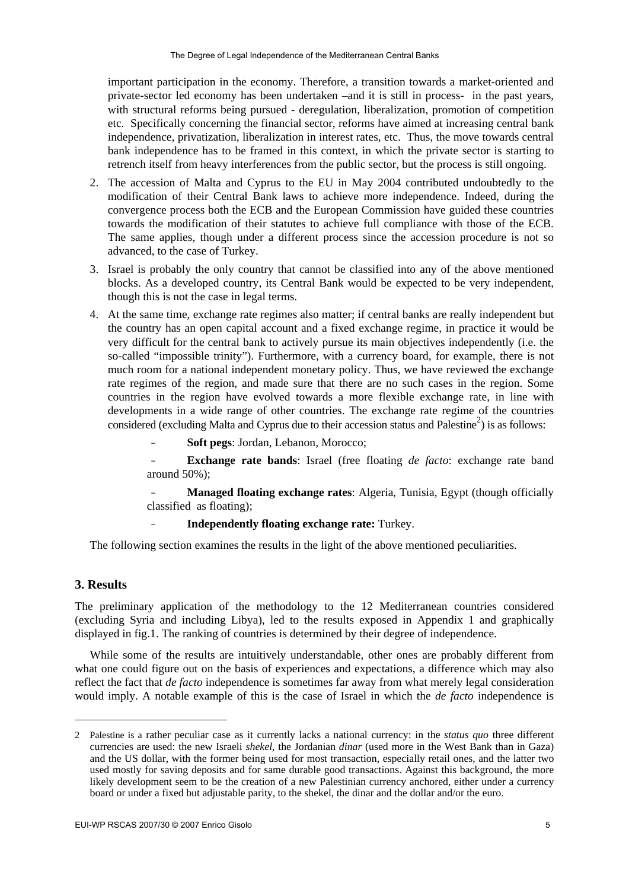important participation in the economy. Therefore, a transition towards a market-oriented and private-sector led economy has been undertaken –and it is still in process- in the past years, with structural reforms being pursued - deregulation, liberalization, promotion of competition etc. Specifically concerning the financial sector, reforms have aimed at increasing central bank independence, privatization, liberalization in interest rates, etc. Thus, the move towards central bank independence has to be framed in this context, in which the private sector is starting to retrench itself from heavy interferences from the public sector, but the process is still ongoing.

2. The accession of Malta and Cyprus to the EU in May 2004 contributed undoubtedly to the modification of their Central Bank laws to achieve more independence. Indeed, during the convergence process both the ECB and the European Commission have guided these countries towards the modification of their statutes to achieve full compliance with those of the ECB. The same applies, though under a different process since the accession procedure is not so advanced, to the case of Turkey.

3. Israel is probably the only country that cannot be classified into any of the above mentioned blocks. As a developed country, its Central Bank would be expected to be very independent, though this is not the case in legal terms.

4. At the same time, exchange rate regimes also matter; if central banks are really independent but the country has an open capital account and a fixed exchange regime, in practice it would be very difficult for the central bank to actively pursue its main objectives independently (i.e. the so-called "impossible trinity"). Furthermore, with a currency board, for example, there is not much room for a national independent monetary policy. Thus, we have reviewed the exchange rate regimes of the region, and made sure that there are no such cases in the region. Some countries in the region have evolved towards a more flexible exchange rate, in line with developments in a wide range of other countries. The exchange rate regime of the countries considered (excluding Malta and Cyprus due to their accession status and Palestine[2]) is as follows:

   - **Soft pegs**: Jordan, Lebanon, Morocco;
   - **Exchange rate bands**: Israel (free floating *de facto*: exchange rate band around 50%);
   - **Managed floating exchange rates**: Algeria, Tunisia, Egypt (though officially classified as floating);
   - **Independently floating exchange rate:** Turkey.

The following section examines the results in the light of the above mentioned peculiarities.

## 3. Results

The preliminary application of the methodology to the 12 Mediterranean countries considered (excluding Syria and including Libya), led to the results exposed in Appendix 1 and graphically displayed in fig.1. The ranking of countries is determined by their degree of independence.

While some of the results are intuitively understandable, other ones are probably different from what one could figure out on the basis of experiences and expectations, a difference which may also reflect the fact that *de facto* independence is sometimes far away from what merely legal consideration would imply. A notable example of this is the case of Israel in which the *de facto* independence is

---

2 Palestine is a rather peculiar case as it currently lacks a national currency: in the *status quo* three different currencies are used: the new Israeli *shekel*, the Jordanian *dinar* (used more in the West Bank than in Gaza) and the US dollar, with the former being used for most transaction, especially retail ones, and the latter two used mostly for saving deposits and for same durable good transactions. Against this background, the more likely development seem to be the creation of a new Palestinian currency anchored, either under a currency board or under a fixed but adjustable parity, to the shekel, the dinar and the dollar and/or the euro.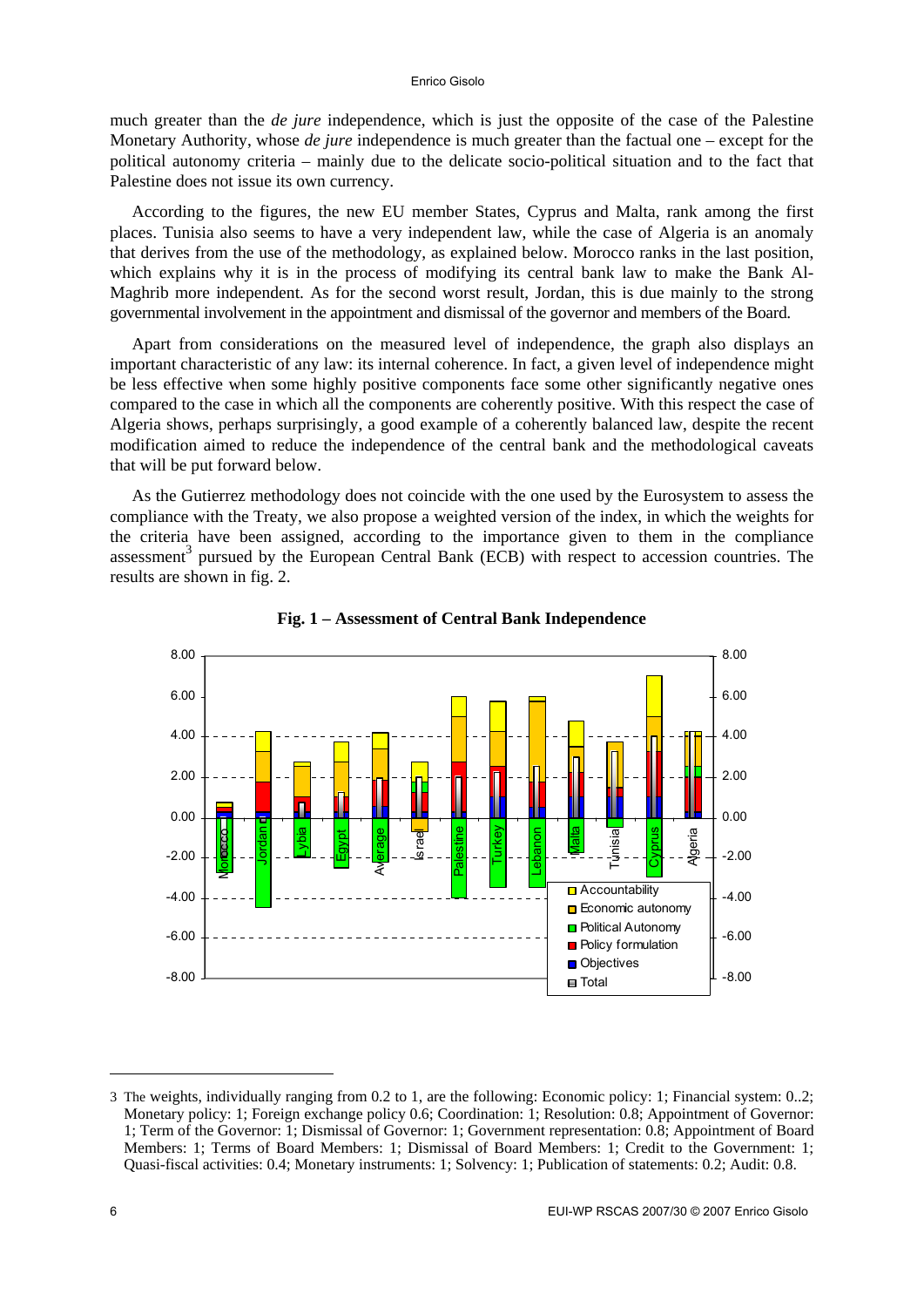much greater than the *de jure* independence, which is just the opposite of the case of the Palestine Monetary Authority, whose *de jure* independence is much greater than the factual one – except for the political autonomy criteria – mainly due to the delicate socio-political situation and to the fact that Palestine does not issue its own currency.

According to the figures, the new EU member States, Cyprus and Malta, rank among the first places. Tunisia also seems to have a very independent law, while the case of Algeria is an anomaly that derives from the use of the methodology, as explained below. Morocco ranks in the last position, which explains why it is in the process of modifying its central bank law to make the Bank Al-Maghrib more independent. As for the second worst result, Jordan, this is due mainly to the strong governmental involvement in the appointment and dismissal of the governor and members of the Board.

Apart from considerations on the measured level of independence, the graph also displays an important characteristic of any law: its internal coherence. In fact, a given level of independence might be less effective when some highly positive components face some other significantly negative ones compared to the case in which all the components are coherently positive. With this respect the case of Algeria shows, perhaps surprisingly, a good example of a coherently balanced law, despite the recent modification aimed to reduce the independence of the central bank and the methodological caveats that will be put forward below.

As the Gutierrez methodology does not coincide with the one used by the Eurosystem to assess the compliance with the Treaty, we also propose a weighted version of the index, in which the weights for the criteria have been assigned, according to the importance given to them in the compliance assessment[3] pursued by the European Central Bank (ECB) with respect to accession countries. The results are shown in fig. 2.

**Fig. 1 – Assessment of Central Bank Independence**

[3] The weights, individually ranging from 0.2 to 1, are the following: Economic policy: 1; Financial system: 0..2; Monetary policy: 1; Foreign exchange policy 0.6; Coordination: 1; Resolution: 0.8; Appointment of Governor: 1; Term of the Governor: 1; Dismissal of Governor: 1; Government representation: 0.8; Appointment of Board Members: 1; Terms of Board Members: 1; Dismissal of Board Members: 1; Credit to the Government: 1; Quasi-fiscal activities: 0.4; Monetary instruments: 1; Solvency: 1; Publication of statements: 0.2; Audit: 0.8.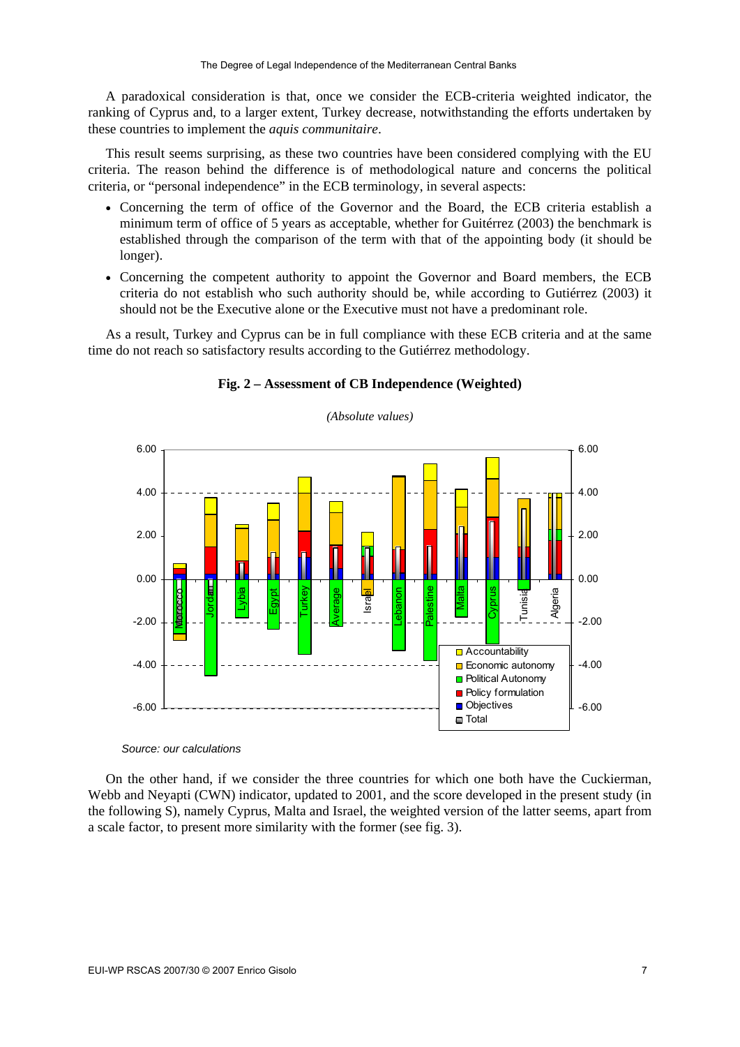A paradoxical consideration is that, once we consider the ECB-criteria weighted indicator, the ranking of Cyprus and, to a larger extent, Turkey decrease, notwithstanding the efforts undertaken by these countries to implement the *aquis communitaire*.

This result seems surprising, as these two countries have been considered complying with the EU criteria. The reason behind the difference is of methodological nature and concerns the political criteria, or "personal independence" in the ECB terminology, in several aspects:

- Concerning the term of office of the Governor and the Board, the ECB criteria establish a minimum term of office of 5 years as acceptable, whether for Guitérrez (2003) the benchmark is established through the comparison of the term with that of the appointing body (it should be longer).
- Concerning the competent authority to appoint the Governor and Board members, the ECB criteria do not establish who such authority should be, while according to Gutiérrez (2003) it should not be the Executive alone or the Executive must not have a predominant role.

As a result, Turkey and Cyprus can be in full compliance with these ECB criteria and at the same time do not reach so satisfactory results according to the Gutiérrez methodology.

**Fig. 2 – Assessment of CB Independence (Weighted)**

*(Absolute values)*

*Source: our calculations*

On the other hand, if we consider the three countries for which one both have the Cuckierman, Webb and Neyapti (CWN) indicator, updated to 2001, and the score developed in the present study (in the following S), namely Cyprus, Malta and Israel, the weighted version of the latter seems, apart from a scale factor, to present more similarity with the former (see fig. 3).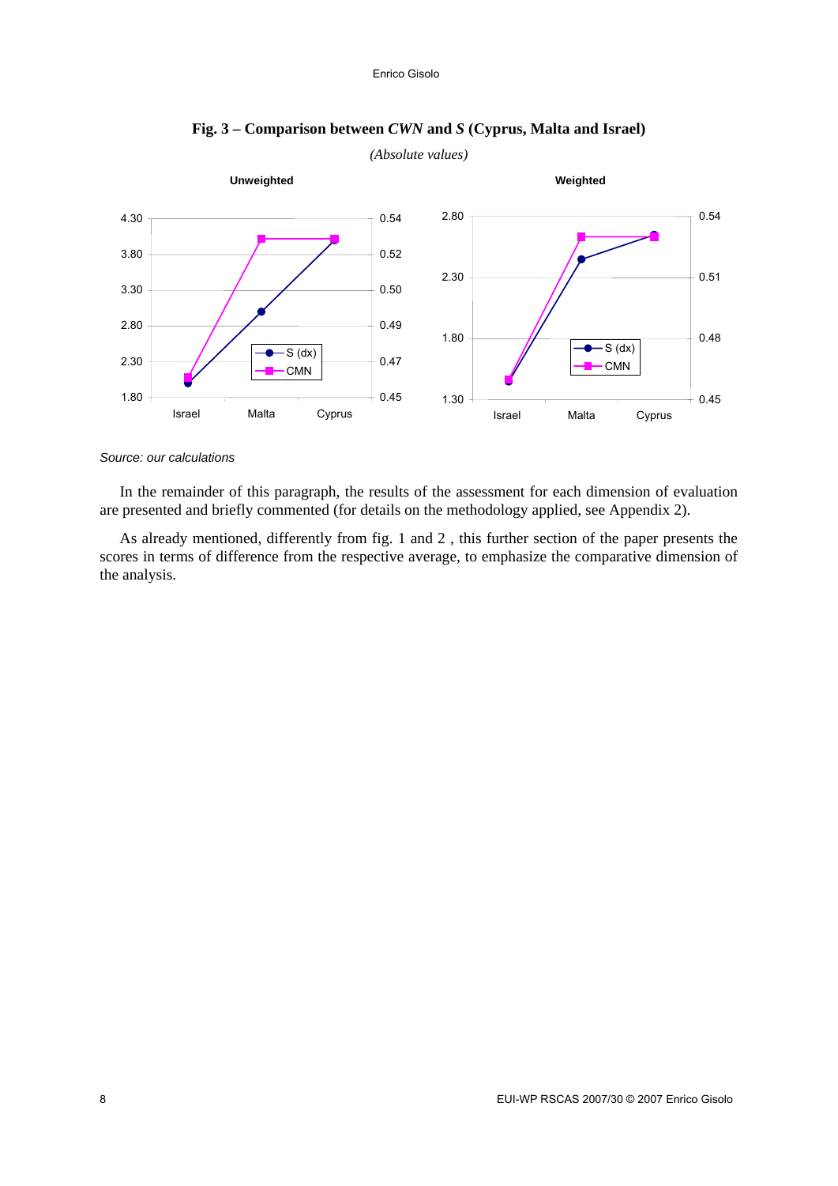**Fig. 3 – Comparison between *CWN* and *S* (Cyprus, Malta and Israel)**

*(Absolute values)*

*Source: our calculations*

In the remainder of this paragraph, the results of the assessment for each dimension of evaluation are presented and briefly commented (for details on the methodology applied, see Appendix 2).

As already mentioned, differently from fig. 1 and 2 , this further section of the paper presents the scores in terms of difference from the respective average, to emphasize the comparative dimension of the analysis.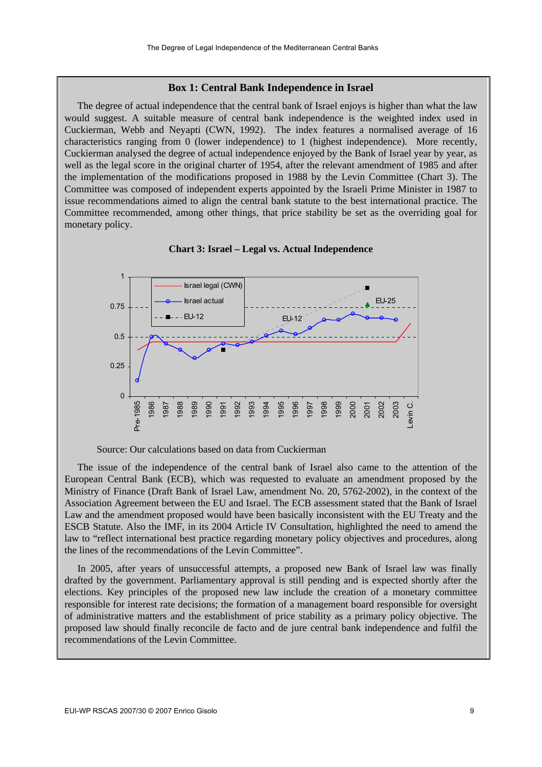### Box 1: Central Bank Independence in Israel

The degree of actual independence that the central bank of Israel enjoys is higher than what the law would suggest. A suitable measure of central bank independence is the weighted index used in Cuckierman, Webb and Neyapti (CWN, 1992). The index features a normalised average of 16 characteristics ranging from 0 (lower independence) to 1 (highest independence). More recently, Cuckierman analysed the degree of actual independence enjoyed by the Bank of Israel year by year, as well as the legal score in the original charter of 1954, after the relevant amendment of 1985 and after the implementation of the modifications proposed in 1988 by the Levin Committee (Chart 3). The Committee was composed of independent experts appointed by the Israeli Prime Minister in 1987 to issue recommendations aimed to align the central bank statute to the best international practice. The Committee recommended, among other things, that price stability be set as the overriding goal for monetary policy.

**Chart 3: Israel – Legal vs. Actual Independence**

Source: Our calculations based on data from Cuckierman

The issue of the independence of the central bank of Israel also came to the attention of the European Central Bank (ECB), which was requested to evaluate an amendment proposed by the Ministry of Finance (Draft Bank of Israel Law, amendment No. 20, 5762-2002), in the context of the Association Agreement between the EU and Israel. The ECB assessment stated that the Bank of Israel Law and the amendment proposed would have been basically inconsistent with the EU Treaty and the ESCB Statute. Also the IMF, in its 2004 Article IV Consultation, highlighted the need to amend the law to "reflect international best practice regarding monetary policy objectives and procedures, along the lines of the recommendations of the Levin Committee".

In 2005, after years of unsuccessful attempts, a proposed new Bank of Israel law was finally drafted by the government. Parliamentary approval is still pending and is expected shortly after the elections. Key principles of the proposed new law include the creation of a monetary committee responsible for interest rate decisions; the formation of a management board responsible for oversight of administrative matters and the establishment of price stability as a primary policy objective. The proposed law should finally reconcile de facto and de jure central bank independence and fulfil the recommendations of the Levin Committee.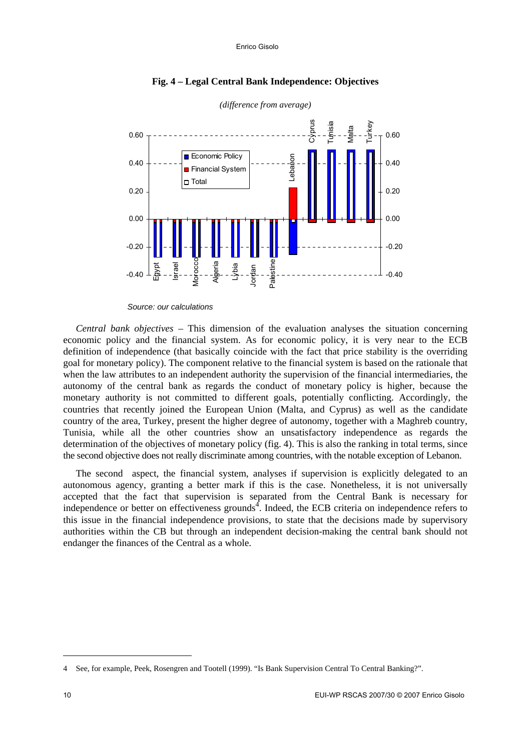**Fig. 4 – Legal Central Bank Independence: Objectives**

*(difference from average)*

*Source: our calculations*

*Central bank objectives* – This dimension of the evaluation analyses the situation concerning economic policy and the financial system. As for economic policy, it is very near to the ECB definition of independence (that basically coincide with the fact that price stability is the overriding goal for monetary policy). The component relative to the financial system is based on the rationale that when the law attributes to an independent authority the supervision of the financial intermediaries, the autonomy of the central bank as regards the conduct of monetary policy is higher, because the monetary authority is not committed to different goals, potentially conflicting. Accordingly, the countries that recently joined the European Union (Malta, and Cyprus) as well as the candidate country of the area, Turkey, present the higher degree of autonomy, together with a Maghreb country, Tunisia, while all the other countries show an unsatisfactory independence as regards the determination of the objectives of monetary policy (fig. 4). This is also the ranking in total terms, since the second objective does not really discriminate among countries, with the notable exception of Lebanon.

The second aspect, the financial system, analyses if supervision is explicitly delegated to an autonomous agency, granting a better mark if this is the case. Nonetheless, it is not universally accepted that the fact that supervision is separated from the Central Bank is necessary for independence or better on effectiveness grounds[4]. Indeed, the ECB criteria on independence refers to this issue in the financial independence provisions, to state that the decisions made by supervisory authorities within the CB but through an independent decision-making the central bank should not endanger the finances of the Central as a whole.

---

4 See, for example, Peek, Rosengren and Tootell (1999). "Is Bank Supervision Central To Central Banking?".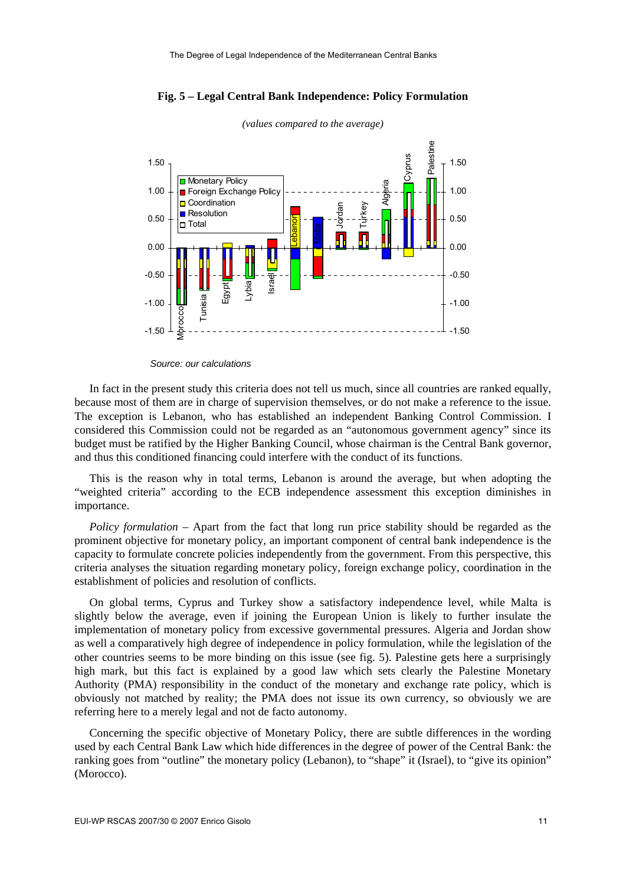**Fig. 5 – Legal Central Bank Independence: Policy Formulation**

*(values compared to the average)*

*Source: our calculations*

In fact in the present study this criteria does not tell us much, since all countries are ranked equally, because most of them are in charge of supervision themselves, or do not make a reference to the issue. The exception is Lebanon, who has established an independent Banking Control Commission. I considered this Commission could not be regarded as an "autonomous government agency" since its budget must be ratified by the Higher Banking Council, whose chairman is the Central Bank governor, and thus this conditioned financing could interfere with the conduct of its functions.

This is the reason why in total terms, Lebanon is around the average, but when adopting the "weighted criteria" according to the ECB independence assessment this exception diminishes in importance.

*Policy formulation* – Apart from the fact that long run price stability should be regarded as the prominent objective for monetary policy, an important component of central bank independence is the capacity to formulate concrete policies independently from the government. From this perspective, this criteria analyses the situation regarding monetary policy, foreign exchange policy, coordination in the establishment of policies and resolution of conflicts.

On global terms, Cyprus and Turkey show a satisfactory independence level, while Malta is slightly below the average, even if joining the European Union is likely to further insulate the implementation of monetary policy from excessive governmental pressures. Algeria and Jordan show as well a comparatively high degree of independence in policy formulation, while the legislation of the other countries seems to be more binding on this issue (see fig. 5). Palestine gets here a surprisingly high mark, but this fact is explained by a good law which sets clearly the Palestine Monetary Authority (PMA) responsibility in the conduct of the monetary and exchange rate policy, which is obviously not matched by reality; the PMA does not issue its own currency, so obviously we are referring here to a merely legal and not de facto autonomy.

Concerning the specific objective of Monetary Policy, there are subtle differences in the wording used by each Central Bank Law which hide differences in the degree of power of the Central Bank: the ranking goes from "outline" the monetary policy (Lebanon), to "shape" it (Israel), to "give its opinion" (Morocco).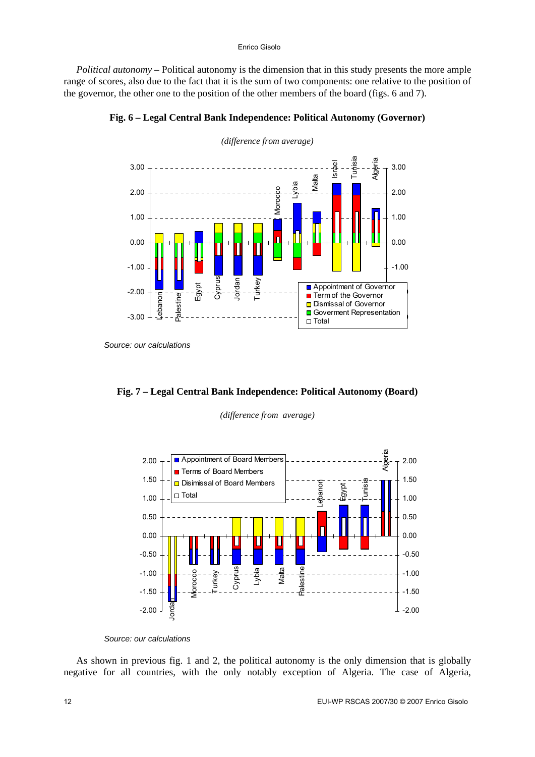*Political autonomy* – Political autonomy is the dimension that in this study presents the more ample range of scores, also due to the fact that it is the sum of two components: one relative to the position of the governor, the other one to the position of the other members of the board (figs. 6 and 7).

**Fig. 6 – Legal Central Bank Independence: Political Autonomy (Governor)**

*(difference from average)*

*Source: our calculations*

**Fig. 7 – Legal Central Bank Independence: Political Autonomy (Board)**

*(difference from average)*

*Source: our calculations*

As shown in previous fig. 1 and 2, the political autonomy is the only dimension that is globally negative for all countries, with the only notably exception of Algeria. The case of Algeria,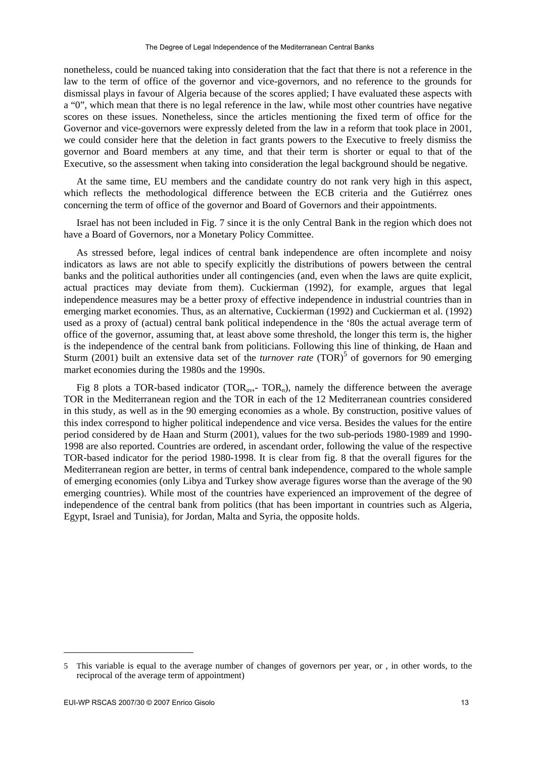nonetheless, could be nuanced taking into consideration that the fact that there is not a reference in the law to the term of office of the governor and vice-governors, and no reference to the grounds for dismissal plays in favour of Algeria because of the scores applied; I have evaluated these aspects with a "0", which mean that there is no legal reference in the law, while most other countries have negative scores on these issues. Nonetheless, since the articles mentioning the fixed term of office for the Governor and vice-governors were expressly deleted from the law in a reform that took place in 2001, we could consider here that the deletion in fact grants powers to the Executive to freely dismiss the governor and Board members at any time, and that their term is shorter or equal to that of the Executive, so the assessment when taking into consideration the legal background should be negative.

At the same time, EU members and the candidate country do not rank very high in this aspect, which reflects the methodological difference between the ECB criteria and the Gutiérrez ones concerning the term of office of the governor and Board of Governors and their appointments.

Israel has not been included in Fig. 7 since it is the only Central Bank in the region which does not have a Board of Governors, nor a Monetary Policy Committee.

As stressed before, legal indices of central bank independence are often incomplete and noisy indicators as laws are not able to specify explicitly the distributions of powers between the central banks and the political authorities under all contingencies (and, even when the laws are quite explicit, actual practices may deviate from them). Cuckierman (1992), for example, argues that legal independence measures may be a better proxy of effective independence in industrial countries than in emerging market economies. Thus, as an alternative, Cuckierman (1992) and Cuckierman et al. (1992) used as a proxy of (actual) central bank political independence in the '80s the actual average term of office of the governor, assuming that, at least above some threshold, the longer this term is, the higher is the independence of the central bank from politicians. Following this line of thinking, de Haan and Sturm (2001) built an extensive data set of the *turnover rate* (TOR)[5] of governors for 90 emerging market economies during the 1980s and the 1990s.

Fig 8 plots a TOR-based indicator ($TOR_{av}$,- $TOR_n$), namely the difference between the average TOR in the Mediterranean region and the TOR in each of the 12 Mediterranean countries considered in this study, as well as in the 90 emerging economies as a whole. By construction, positive values of this index correspond to higher political independence and vice versa. Besides the values for the entire period considered by de Haan and Sturm (2001), values for the two sub-periods 1980-1989 and 1990-1998 are also reported. Countries are ordered, in ascendant order, following the value of the respective TOR-based indicator for the period 1980-1998. It is clear from fig. 8 that the overall figures for the Mediterranean region are better, in terms of central bank independence, compared to the whole sample of emerging economies (only Libya and Turkey show average figures worse than the average of the 90 emerging countries). While most of the countries have experienced an improvement of the degree of independence of the central bank from politics (that has been important in countries such as Algeria, Egypt, Israel and Tunisia), for Jordan, Malta and Syria, the opposite holds.

---

5 This variable is equal to the average number of changes of governors per year, or , in other words, to the reciprocal of the average term of appointment)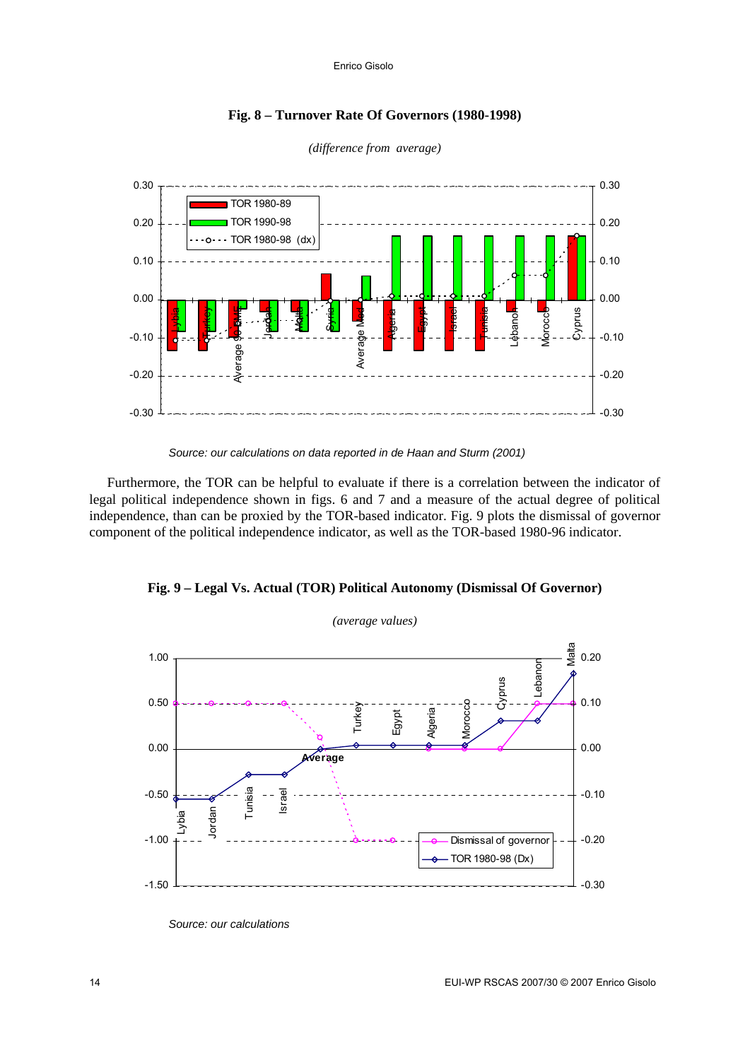**Fig. 8 – Turnover Rate Of Governors (1980-1998)**

*(difference from average)*

*Source: our calculations on data reported in de Haan and Sturm (2001)*

Furthermore, the TOR can be helpful to evaluate if there is a correlation between the indicator of legal political independence shown in figs. 6 and 7 and a measure of the actual degree of political independence, than can be proxied by the TOR-based indicator. Fig. 9 plots the dismissal of governor component of the political independence indicator, as well as the TOR-based 1980-96 indicator.

**Fig. 9 – Legal Vs. Actual (TOR) Political Autonomy (Dismissal Of Governor)**

*(average values)*

*Source: our calculations*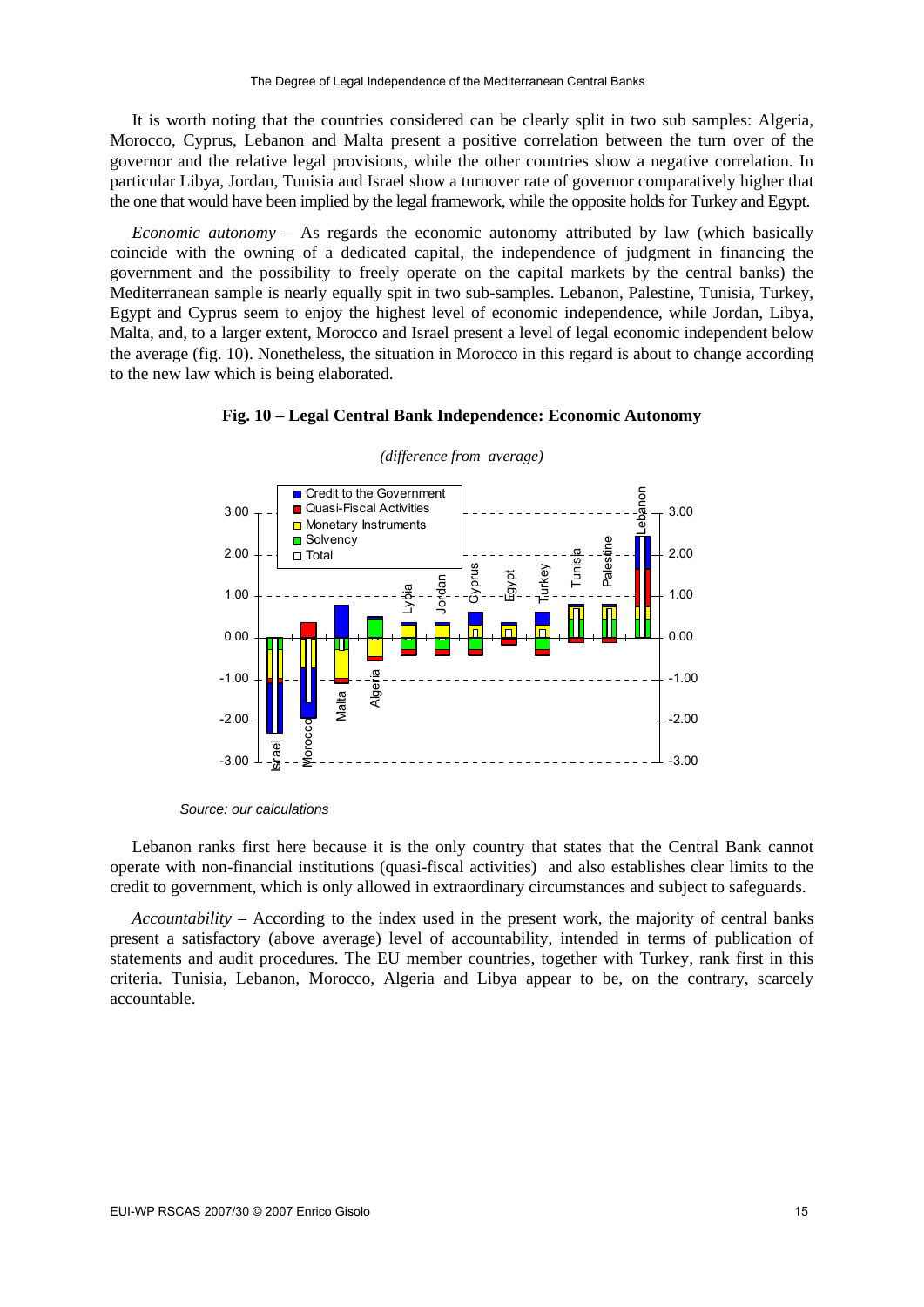It is worth noting that the countries considered can be clearly split in two sub samples: Algeria, Morocco, Cyprus, Lebanon and Malta present a positive correlation between the turn over of the governor and the relative legal provisions, while the other countries show a negative correlation. In particular Libya, Jordan, Tunisia and Israel show a turnover rate of governor comparatively higher that the one that would have been implied by the legal framework, while the opposite holds for Turkey and Egypt.

*Economic autonomy* – As regards the economic autonomy attributed by law (which basically coincide with the owning of a dedicated capital, the independence of judgment in financing the government and the possibility to freely operate on the capital markets by the central banks) the Mediterranean sample is nearly equally spit in two sub-samples. Lebanon, Palestine, Tunisia, Turkey, Egypt and Cyprus seem to enjoy the highest level of economic independence, while Jordan, Libya, Malta, and, to a larger extent, Morocco and Israel present a level of legal economic independent below the average (fig. 10). Nonetheless, the situation in Morocco in this regard is about to change according to the new law which is being elaborated.

**Fig. 10 – Legal Central Bank Independence: Economic Autonomy**

*(difference from average)*

*Source: our calculations*

Lebanon ranks first here because it is the only country that states that the Central Bank cannot operate with non-financial institutions (quasi-fiscal activities) and also establishes clear limits to the credit to government, which is only allowed in extraordinary circumstances and subject to safeguards.

*Accountability* – According to the index used in the present work, the majority of central banks present a satisfactory (above average) level of accountability, intended in terms of publication of statements and audit procedures. The EU member countries, together with Turkey, rank first in this criteria. Tunisia, Lebanon, Morocco, Algeria and Libya appear to be, on the contrary, scarcely accountable.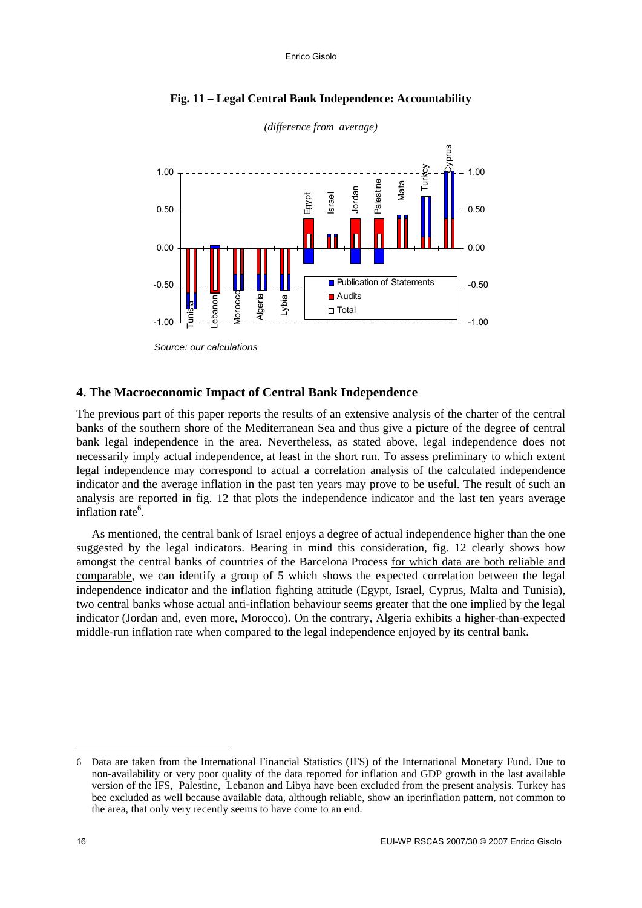**Fig. 11 – Legal Central Bank Independence: Accountability**

*(difference from average)*

*Source: our calculations*

## 4. The Macroeconomic Impact of Central Bank Independence

The previous part of this paper reports the results of an extensive analysis of the charter of the central banks of the southern shore of the Mediterranean Sea and thus give a picture of the degree of central bank legal independence in the area. Nevertheless, as stated above, legal independence does not necessarily imply actual independence, at least in the short run. To assess preliminary to which extent legal independence may correspond to actual a correlation analysis of the calculated independence indicator and the average inflation in the past ten years may prove to be useful. The result of such an analysis are reported in fig. 12 that plots the independence indicator and the last ten years average inflation rate[6].

As mentioned, the central bank of Israel enjoys a degree of actual independence higher than the one suggested by the legal indicators. Bearing in mind this consideration, fig. 12 clearly shows how amongst the central banks of countries of the Barcelona Process for which data are both reliable and comparable, we can identify a group of 5 which shows the expected correlation between the legal independence indicator and the inflation fighting attitude (Egypt, Israel, Cyprus, Malta and Tunisia), two central banks whose actual anti-inflation behaviour seems greater that the one implied by the legal indicator (Jordan and, even more, Morocco). On the contrary, Algeria exhibits a higher-than-expected middle-run inflation rate when compared to the legal independence enjoyed by its central bank.

6 Data are taken from the International Financial Statistics (IFS) of the International Monetary Fund. Due to non-availability or very poor quality of the data reported for inflation and GDP growth in the last available version of the IFS, Palestine, Lebanon and Libya have been excluded from the present analysis. Turkey has bee excluded as well because available data, although reliable, show an iperinflation pattern, not common to the area, that only very recently seems to have come to an end.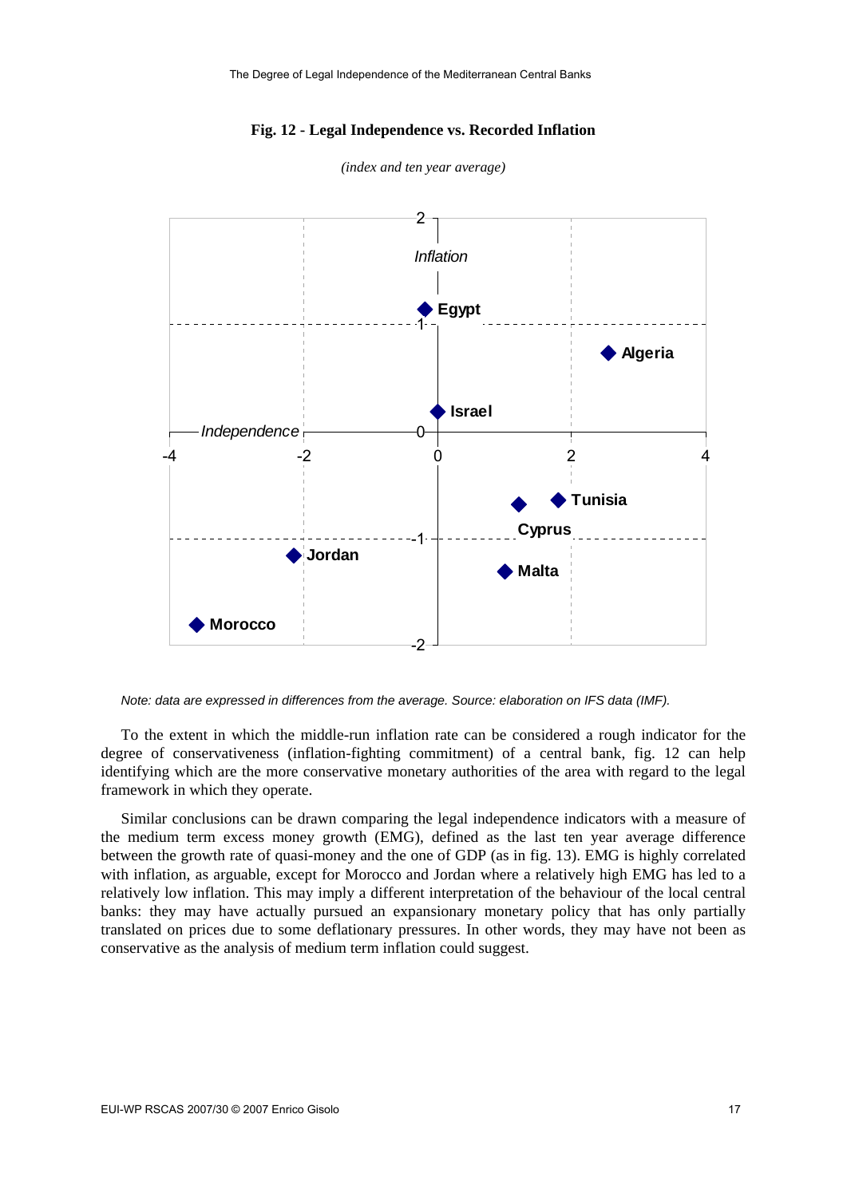**Fig. 12 - Legal Independence vs. Recorded Inflation**

*(index and ten year average)*

*Note: data are expressed in differences from the average. Source: elaboration on IFS data (IMF).*

To the extent in which the middle-run inflation rate can be considered a rough indicator for the degree of conservativeness (inflation-fighting commitment) of a central bank, fig. 12 can help identifying which are the more conservative monetary authorities of the area with regard to the legal framework in which they operate.

Similar conclusions can be drawn comparing the legal independence indicators with a measure of the medium term excess money growth (EMG), defined as the last ten year average difference between the growth rate of quasi-money and the one of GDP (as in fig. 13). EMG is highly correlated with inflation, as arguable, except for Morocco and Jordan where a relatively high EMG has led to a relatively low inflation. This may imply a different interpretation of the behaviour of the local central banks: they may have actually pursued an expansionary monetary policy that has only partially translated on prices due to some deflationary pressures. In other words, they may have not been as conservative as the analysis of medium term inflation could suggest.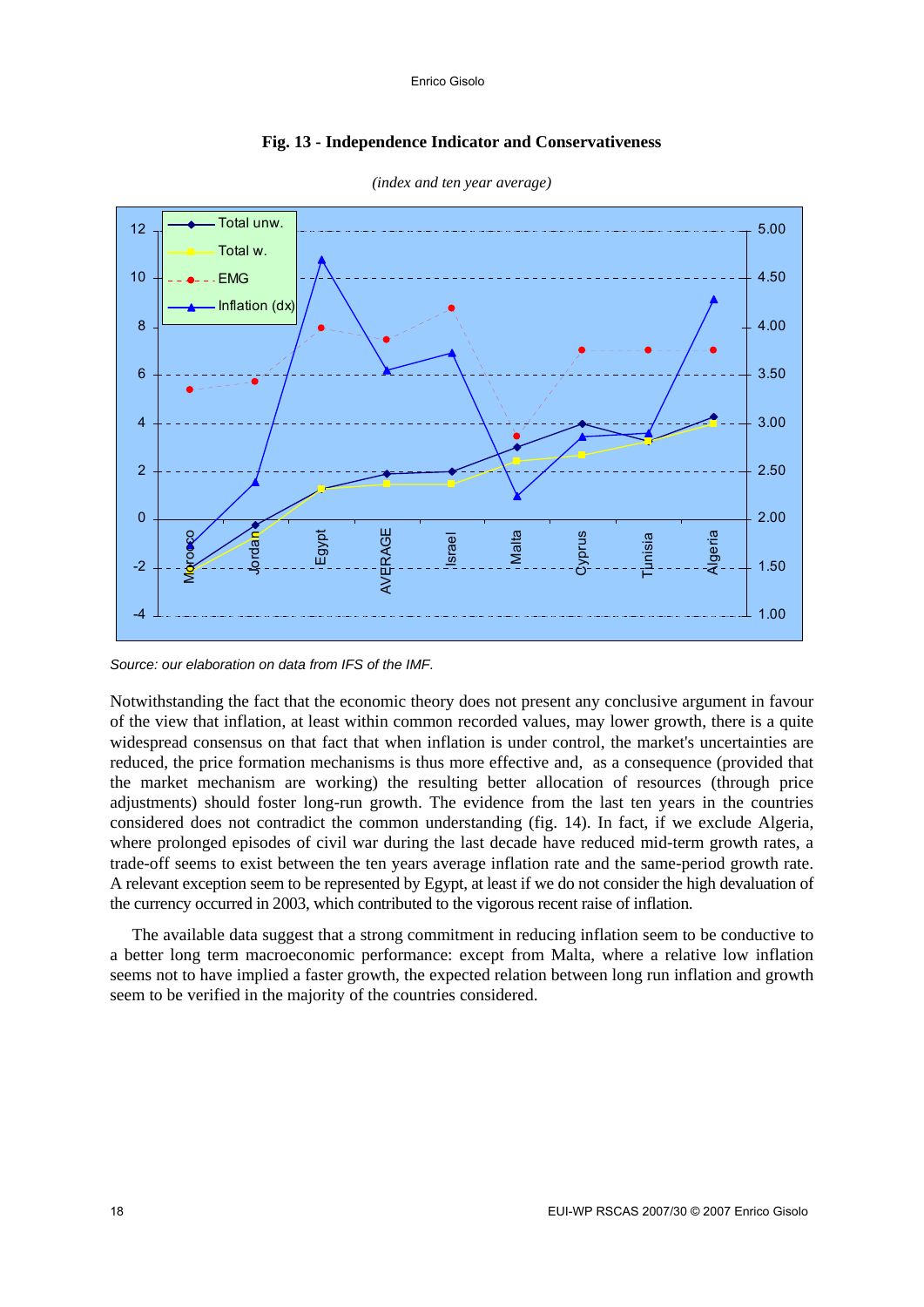**Fig. 13 - Independence Indicator and Conservativeness**

*(index and ten year average)*

*Source: our elaboration on data from IFS of the IMF.*

Notwithstanding the fact that the economic theory does not present any conclusive argument in favour of the view that inflation, at least within common recorded values, may lower growth, there is a quite widespread consensus on that fact that when inflation is under control, the market's uncertainties are reduced, the price formation mechanisms is thus more effective and, as a consequence (provided that the market mechanism are working) the resulting better allocation of resources (through price adjustments) should foster long-run growth. The evidence from the last ten years in the countries considered does not contradict the common understanding (fig. 14). In fact, if we exclude Algeria, where prolonged episodes of civil war during the last decade have reduced mid-term growth rates, a trade-off seems to exist between the ten years average inflation rate and the same-period growth rate. A relevant exception seem to be represented by Egypt, at least if we do not consider the high devaluation of the currency occurred in 2003, which contributed to the vigorous recent raise of inflation.

The available data suggest that a strong commitment in reducing inflation seem to be conductive to a better long term macroeconomic performance: except from Malta, where a relative low inflation seems not to have implied a faster growth, the expected relation between long run inflation and growth seem to be verified in the majority of the countries considered.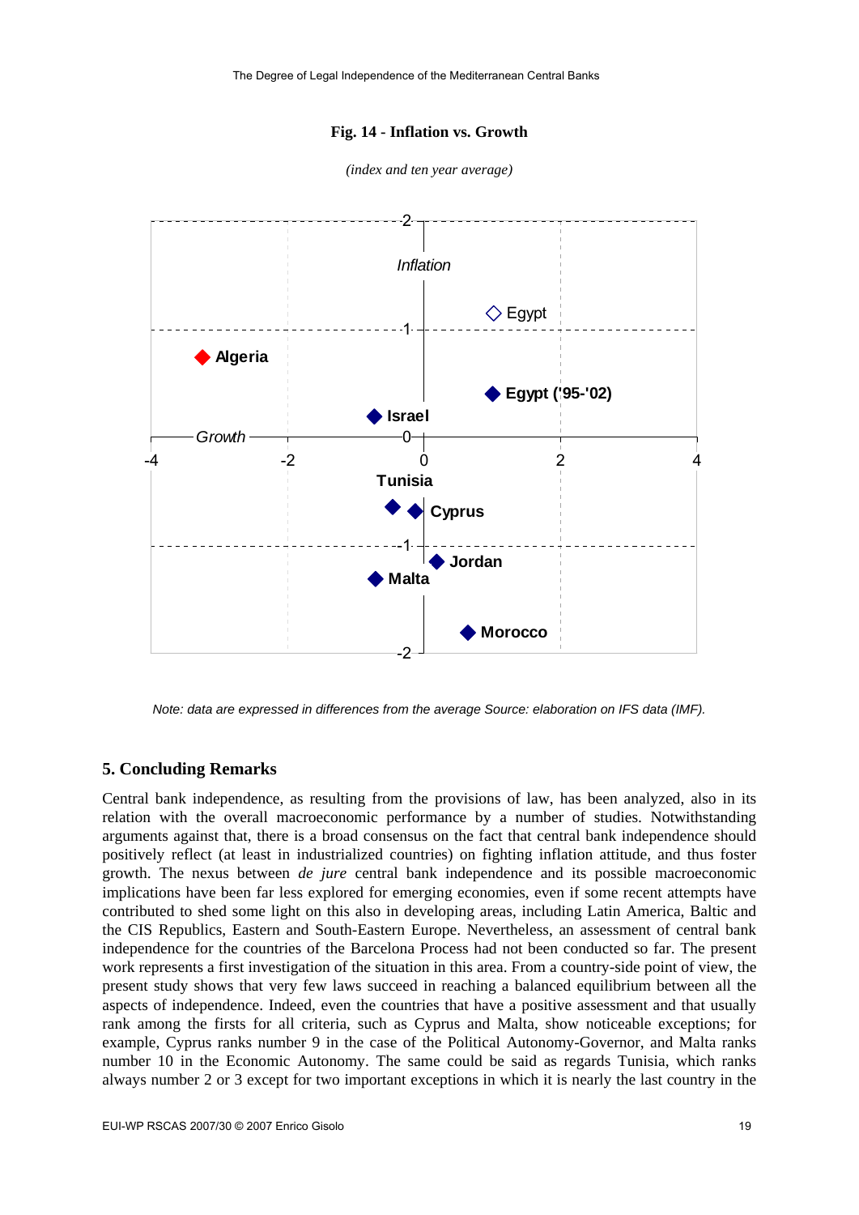**Fig. 14 - Inflation vs. Growth**

*(index and ten year average)*

*Note: data are expressed in differences from the average Source: elaboration on IFS data (IMF).*

## 5. Concluding Remarks

Central bank independence, as resulting from the provisions of law, has been analyzed, also in its relation with the overall macroeconomic performance by a number of studies. Notwithstanding arguments against that, there is a broad consensus on the fact that central bank independence should positively reflect (at least in industrialized countries) on fighting inflation attitude, and thus foster growth. The nexus between *de jure* central bank independence and its possible macroeconomic implications have been far less explored for emerging economies, even if some recent attempts have contributed to shed some light on this also in developing areas, including Latin America, Baltic and the CIS Republics, Eastern and South-Eastern Europe. Nevertheless, an assessment of central bank independence for the countries of the Barcelona Process had not been conducted so far. The present work represents a first investigation of the situation in this area. From a country-side point of view, the present study shows that very few laws succeed in reaching a balanced equilibrium between all the aspects of independence. Indeed, even the countries that have a positive assessment and that usually rank among the firsts for all criteria, such as Cyprus and Malta, show noticeable exceptions; for example, Cyprus ranks number 9 in the case of the Political Autonomy-Governor, and Malta ranks number 10 in the Economic Autonomy. The same could be said as regards Tunisia, which ranks always number 2 or 3 except for two important exceptions in which it is nearly the last country in the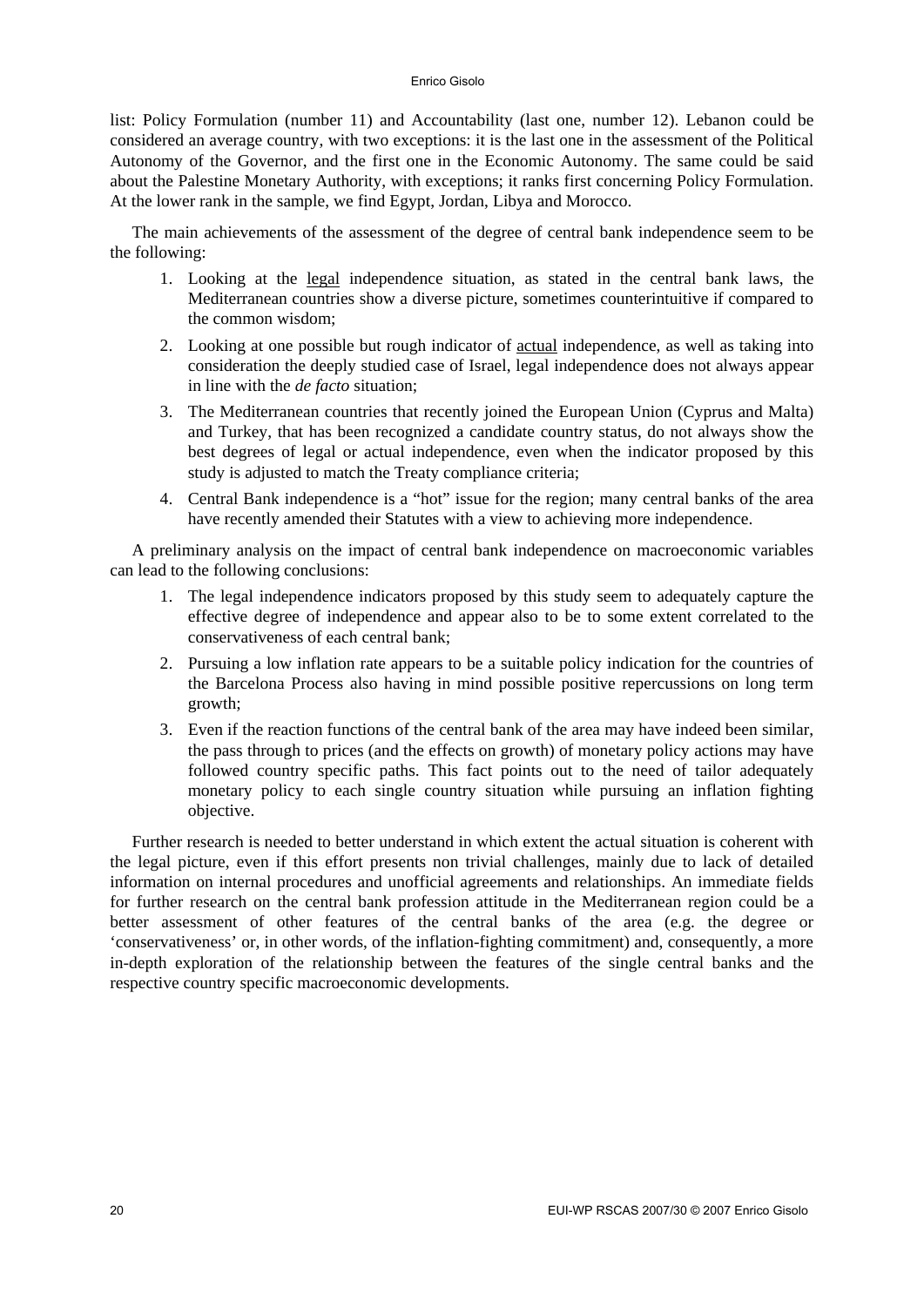list: Policy Formulation (number 11) and Accountability (last one, number 12). Lebanon could be considered an average country, with two exceptions: it is the last one in the assessment of the Political Autonomy of the Governor, and the first one in the Economic Autonomy. The same could be said about the Palestine Monetary Authority, with exceptions; it ranks first concerning Policy Formulation. At the lower rank in the sample, we find Egypt, Jordan, Libya and Morocco.

The main achievements of the assessment of the degree of central bank independence seem to be the following:

1. Looking at the <u>legal</u> independence situation, as stated in the central bank laws, the Mediterranean countries show a diverse picture, sometimes counterintuitive if compared to the common wisdom;
2. Looking at one possible but rough indicator of <u>actual</u> independence, as well as taking into consideration the deeply studied case of Israel, legal independence does not always appear in line with the *de facto* situation;
3. The Mediterranean countries that recently joined the European Union (Cyprus and Malta) and Turkey, that has been recognized a candidate country status, do not always show the best degrees of legal or actual independence, even when the indicator proposed by this study is adjusted to match the Treaty compliance criteria;
4. Central Bank independence is a "hot" issue for the region; many central banks of the area have recently amended their Statutes with a view to achieving more independence.

A preliminary analysis on the impact of central bank independence on macroeconomic variables can lead to the following conclusions:

1. The legal independence indicators proposed by this study seem to adequately capture the effective degree of independence and appear also to be to some extent correlated to the conservativeness of each central bank;
2. Pursuing a low inflation rate appears to be a suitable policy indication for the countries of the Barcelona Process also having in mind possible positive repercussions on long term growth;
3. Even if the reaction functions of the central bank of the area may have indeed been similar, the pass through to prices (and the effects on growth) of monetary policy actions may have followed country specific paths. This fact points out to the need of tailor adequately monetary policy to each single country situation while pursuing an inflation fighting objective.

Further research is needed to better understand in which extent the actual situation is coherent with the legal picture, even if this effort presents non trivial challenges, mainly due to lack of detailed information on internal procedures and unofficial agreements and relationships. An immediate fields for further research on the central bank profession attitude in the Mediterranean region could be a better assessment of other features of the central banks of the area (e.g. the degree or 'conservativeness' or, in other words, of the inflation-fighting commitment) and, consequently, a more in-depth exploration of the relationship between the features of the single central banks and the respective country specific macroeconomic developments.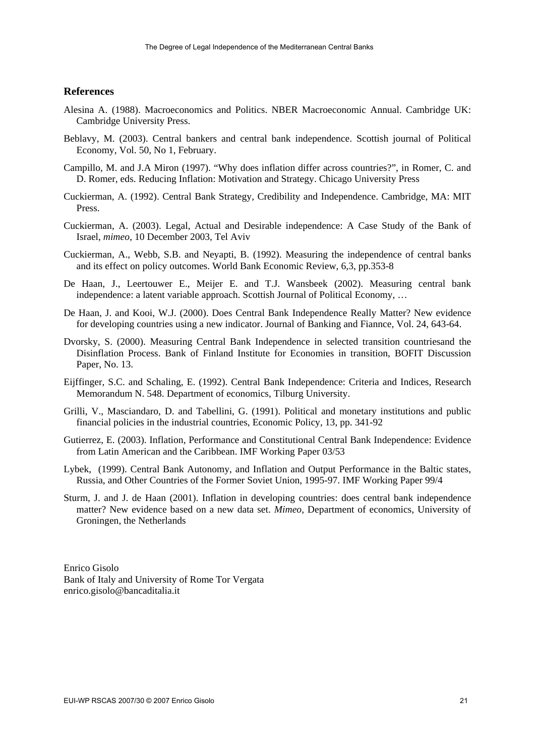## References

Alesina A. (1988). Macroeconomics and Politics. NBER Macroeconomic Annual. Cambridge UK: Cambridge University Press.

Beblavy, M. (2003). Central bankers and central bank independence. Scottish journal of Political Economy, Vol. 50, No 1, February.

Campillo, M. and J.A Miron (1997). "Why does inflation differ across countries?", in Romer, C. and D. Romer, eds. Reducing Inflation: Motivation and Strategy. Chicago University Press

Cuckierman, A. (1992). Central Bank Strategy, Credibility and Independence. Cambridge, MA: MIT Press.

Cuckierman, A. (2003). Legal, Actual and Desirable independence: A Case Study of the Bank of Israel, *mimeo*, 10 December 2003, Tel Aviv

Cuckierman, A., Webb, S.B. and Neyapti, B. (1992). Measuring the independence of central banks and its effect on policy outcomes. World Bank Economic Review, 6,3, pp.353-8

De Haan, J., Leertouwer E., Meijer E. and T.J. Wansbeek (2002). Measuring central bank independence: a latent variable approach. Scottish Journal of Political Economy, …

De Haan, J. and Kooi, W.J. (2000). Does Central Bank Independence Really Matter? New evidence for developing countries using a new indicator. Journal of Banking and Fiannce, Vol. 24, 643-64.

Dvorsky, S. (2000). Measuring Central Bank Independence in selected transition countriesand the Disinflation Process. Bank of Finland Institute for Economies in transition, BOFIT Discussion Paper, No. 13.

Eijffinger, S.C. and Schaling, E. (1992). Central Bank Independence: Criteria and Indices, Research Memorandum N. 548. Department of economics, Tilburg University.

Grilli, V., Masciandaro, D. and Tabellini, G. (1991). Political and monetary institutions and public financial policies in the industrial countries, Economic Policy, 13, pp. 341-92

Gutierrez, E. (2003). Inflation, Performance and Constitutional Central Bank Independence: Evidence from Latin American and the Caribbean. IMF Working Paper 03/53

Lybek, (1999). Central Bank Autonomy, and Inflation and Output Performance in the Baltic states, Russia, and Other Countries of the Former Soviet Union, 1995-97. IMF Working Paper 99/4

Sturm, J. and J. de Haan (2001). Inflation in developing countries: does central bank independence matter? New evidence based on a new data set. *Mimeo*, Department of economics, University of Groningen, the Netherlands

Enrico Gisolo
Bank of Italy and University of Rome Tor Vergata
enrico.gisolo@bancaditalia.it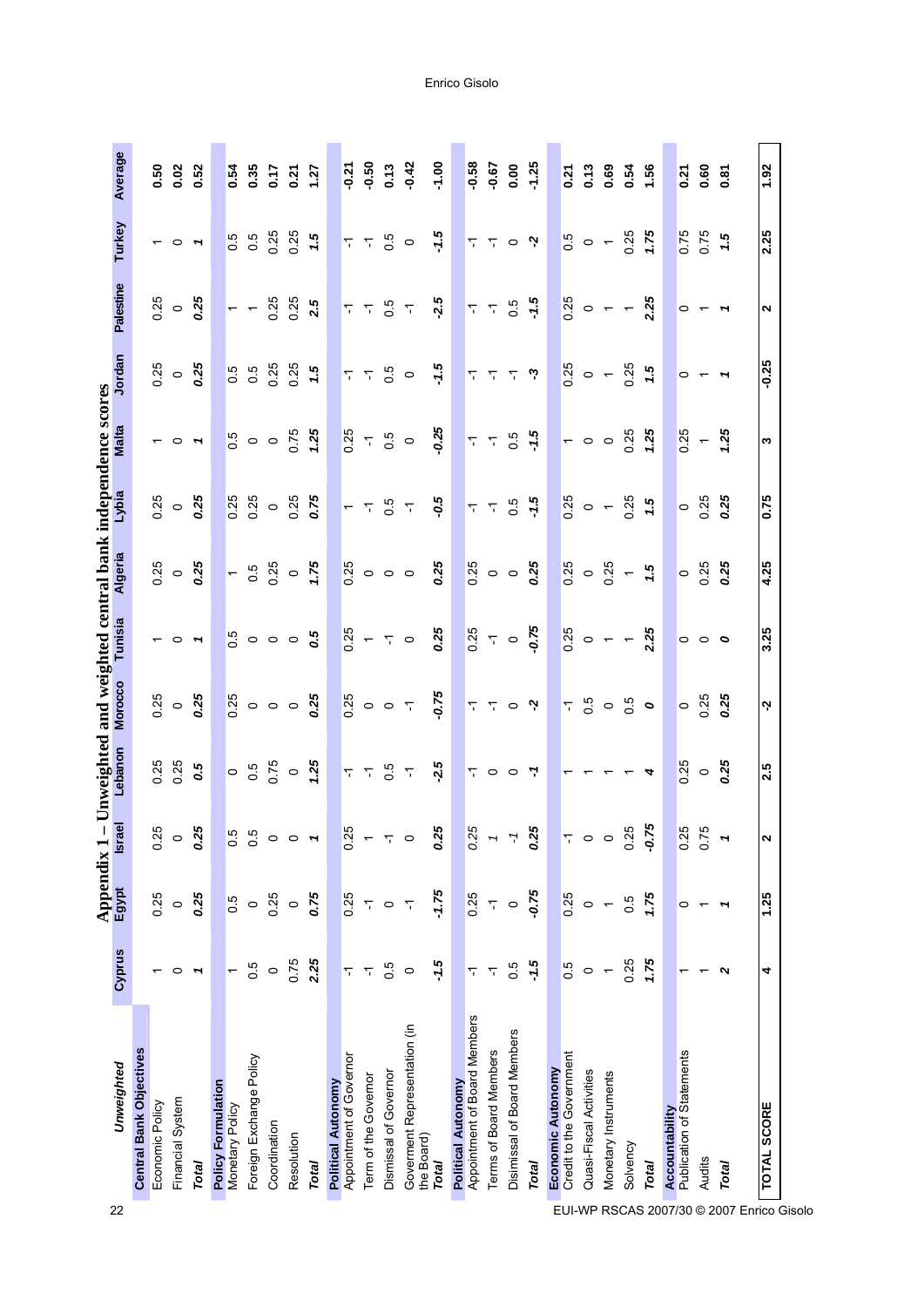# Appendix 1 – Unweighted and weighted central bank independence scores

| *Unweighted* | Cyprus | Egypt | Israel | Lebanon | Morocco | Tunisia | Algeria | Lybia | Malta | Jordan | Palestine | Turkey | Average |
|---|---|---|---|---|---|---|---|---|---|---|---|---|---|
| **Central Bank Objectives** | | | | | | | | | | | | | |
| Economic Policy | 1 | 0.25 | 0.25 | 0.25 | 0.25 | 1 | 0.25 | 0.25 | 1 | 0.25 | 0.25 | 1 | **0.50** |
| Financial System | 0 | 0 | 0 | 0.25 | 0 | 0 | 0 | 0 | 0 | 0 | 0 | 0 | **0.02** |
| ***Total*** | ***1*** | ***0.25*** | ***0.25*** | ***0.5*** | ***0.25*** | ***1*** | ***0.25*** | ***0.25*** | ***1*** | ***0.25*** | ***0.25*** | ***1*** | **0.52** |
| **Policy Formulation** | | | | | | | | | | | | | |
| Monetary Policy | 1 | 0.5 | 0.5 | 0 | 0.25 | 0.5 | 1 | 0.25 | 0.5 | 0.5 | 1 | 0.5 | **0.54** |
| Foreign Exchange Policy | 0.5 | 0 | 0.5 | 0.5 | 0 | 0 | 0.5 | 0.25 | 0 | 0.5 | 1 | 0.5 | **0.35** |
| Coordination | 0 | 0.25 | 0 | 0.75 | 0 | 0 | 0.25 | 0 | 0 | 0.25 | 0.25 | 0.25 | **0.17** |
| Resolution | 0.75 | 0 | 0 | 0 | 0 | 0 | 0 | 0.25 | 0.75 | 0.25 | 0.25 | 0.25 | **0.21** |
| ***Total*** | ***2.25*** | ***0.75*** | ***1*** | ***1.25*** | ***0.25*** | ***0.5*** | ***1.75*** | ***0.75*** | ***1.25*** | ***1.5*** | ***2.5*** | ***1.5*** | **1.27** |
| **Political Autonomy** | | | | | | | | | | | | | |
| Appointment of Governor | -1 | 0.25 | 0.25 | -1 | 0.25 | 0.25 | 0.25 | 1 | 0.25 | -1 | -1 | -1 | **-0.21** |
| Term of the Governor | -1 | -1 | 1 | -1 | 0 | 1 | 0 | -1 | -1 | -1 | -1 | -1 | **-0.50** |
| Dismissal of Governor | 0.5 | 0 | -1 | 0.5 | 0 | -1 | 0 | 0.5 | 0.5 | 0.5 | 0.5 | 0.5 | **0.13** |
| Goverment Representation (in the Board) | 0 | -1 | 0 | -1 | -1 | 0 | 0 | -1 | 0 | 0 | -1 | 0 | **-0.42** |
| ***Total*** | ***-1.5*** | ***-1.75*** | ***0.25*** | ***-2.5*** | ***-0.75*** | ***0.25*** | ***0.25*** | ***-0.5*** | ***-0.25*** | ***-1.5*** | ***-2.5*** | ***-1.5*** | **-1.00** |
| **Political Autonomy** | | | | | | | | | | | | | |
| Appointment of Board Members | -1 | 0.25 | 0.25 | -1 | -1 | 0.25 | 0.25 | -1 | -1 | -1 | -1 | -1 | **-0.58** |
| Terms of Board Members | -1 | -1 | 1 | 0 | -1 | -1 | 0 | -1 | -1 | -1 | -1 | -1 | **-0.67** |
| Disimissal of Board Members | 0.5 | 0 | -1 | 0 | 0 | 0 | 0 | 0.5 | 0.5 | -1 | 0.5 | 0 | **0.00** |
| ***Total*** | ***-1.5*** | ***-0.75*** | ***0.25*** | ***-1*** | ***-2*** | ***-0.75*** | ***0.25*** | ***-1.5*** | ***-1.5*** | ***-3*** | ***-1.5*** | ***-2*** | **-1.25** |
| **Economic Autonomy** | | | | | | | | | | | | | |
| Credit to the Government | 0.5 | 0.25 | -1 | 1 | -1 | 0.25 | 0.25 | 0.25 | 1 | 0.25 | 0.25 | 0.5 | **0.21** |
| Quasi-Fiscal Activities | 0 | 0 | 0 | 1 | 0.5 | 0 | 0 | 0 | 0 | 0 | 0 | 0 | **0.13** |
| Monetary Instruments | 1 | 1 | 0 | 1 | 0 | 1 | 0.25 | 1 | 0 | 1 | 1 | 1 | **0.69** |
| Solvency | 0.25 | 0.5 | 0.25 | 1 | 0.5 | 1 | 1 | 0.25 | 0.25 | 0.25 | 1 | 0.25 | **0.54** |
| ***Total*** | ***1.75*** | ***1.75*** | ***-0.75*** | ***4*** | ***0*** | ***2.25*** | ***1.5*** | ***1.5*** | ***1.25*** | ***1.5*** | ***2.25*** | ***1.75*** | **1.56** |
| **Accountability** | | | | | | | | | | | | | |
| Publication of Statements | 1 | 0 | 0.25 | 0.25 | 0 | 0 | 0 | 0 | 0.25 | 0 | 0 | 0.75 | **0.21** |
| Audits | 1 | 1 | 0.75 | 0 | 0.25 | 0 | 0.25 | 0.25 | 1 | 1 | 1 | 0.75 | **0.60** |
| ***Total*** | ***2*** | ***1*** | ***1*** | ***0.25*** | ***0.25*** | ***0*** | ***0.25*** | ***0.25*** | ***1.25*** | ***1*** | ***1*** | ***1.5*** | **0.81** |
| **TOTAL SCORE** | **4** | **1.25** | **2** | **2.5** | **-2** | **3.25** | **4.25** | **0.75** | **3** | **-0.25** | **2** | **2.25** | **1.92** |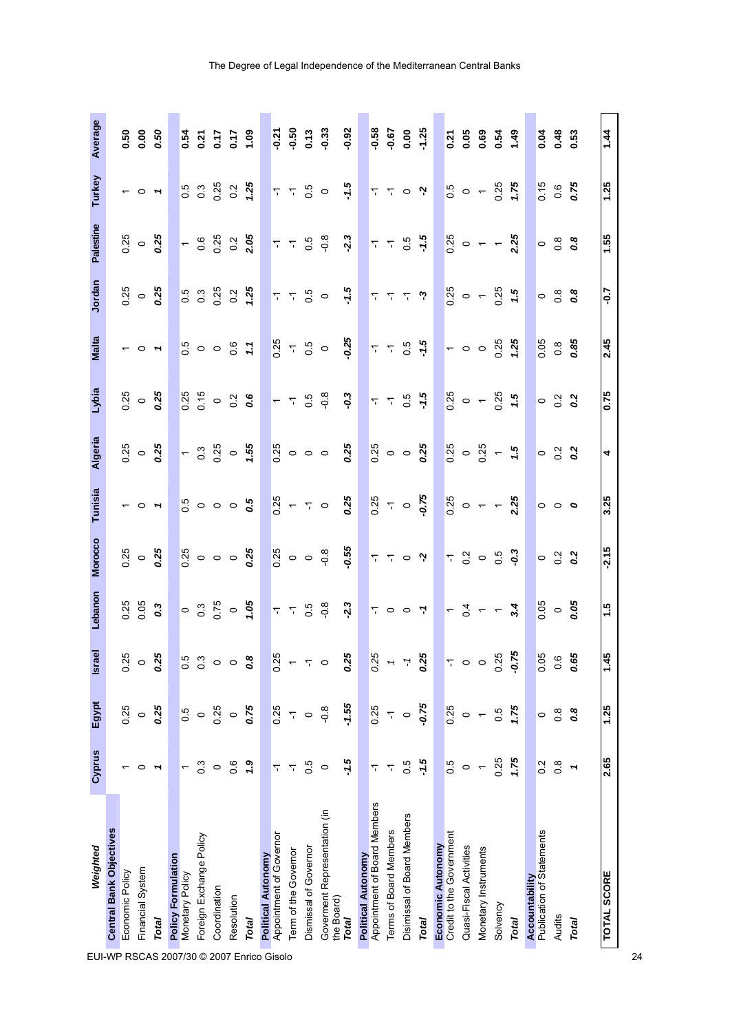| Weighted | Cyprus | Egypt | Israel | Lebanon | Morocco | Tunisia | Algeria | Lybia | Malta | Jordan | Palestine | Turkey | Average |
|---|---|---|---|---|---|---|---|---|---|---|---|---|---|
| **Central Bank Objectives** | | | | | | | | | | | | | |
| Economic Policy | 1 | 0.25 | 0.25 | 0.25 | 0.25 | 1 | 0.25 | 0.25 | 1 | 0.25 | 0.25 | 1 | 0.50 |
| Financial System | 0 | 0 | 0 | 0.05 | 0 | 0 | 0 | 0 | 0 | 0 | 0 | 0 | 0.00 |
| ***Total*** | ***1*** | ***0.25*** | ***0.25*** | ***0.3*** | ***0.25*** | ***1*** | ***0.25*** | ***0.25*** | ***1*** | ***0.25*** | ***0.25*** | ***1*** | ***0.50*** |
| **Policy Formulation** | | | | | | | | | | | | | |
| Monetary Policy | 1 | 0.5 | 0.5 | 0 | 0.25 | 0.5 | 1 | 0.25 | 0.5 | 0.5 | 1 | 0.5 | 0.54 |
| Foreign Exchange Policy | 0.3 | 0 | 0.3 | 0.3 | 0 | 0 | 0.3 | 0.15 | 0 | 0.3 | 0.6 | 0.3 | 0.21 |
| Coordination | 0 | 0.25 | 0 | 0.75 | 0 | 0 | 0.25 | 0 | 0 | 0.25 | 0.25 | 0.25 | 0.17 |
| Resolution | 0.6 | 0 | 0 | 0 | 0 | 0 | 0 | 0.2 | 0.6 | 0.2 | 0.2 | 0.2 | 0.17 |
| ***Total*** | ***1.9*** | ***0.75*** | ***0.8*** | ***1.05*** | ***0.25*** | ***0.5*** | ***1.55*** | ***0.6*** | ***1.1*** | ***1.25*** | ***2.05*** | ***1.25*** | ***1.09*** |
| **Political Autonomy** | | | | | | | | | | | | | |
| Appointment of Governor | -1 | 0.25 | 0.25 | -1 | 0.25 | 0.25 | 0.25 | 1 | 0.25 | -1 | -1 | -1 | -0.21 |
| Term of the Governor | -1 | -1 | 1 | -1 | 0 | 1 | 0 | -1 | -1 | -1 | -1 | -1 | -0.50 |
| Dismissal of Governor | 0.5 | 0 | -1 | 0.5 | 0 | -1 | 0 | 0.5 | 0.5 | 0.5 | 0.5 | 0.5 | 0.13 |
| Goverment Representation (in the Board) | 0 | -0.8 | 0 | -0.8 | -0.8 | 0 | 0 | -0.8 | 0 | 0 | -0.8 | 0 | -0.33 |
| ***Total*** | ***-1.5*** | ***-1.55*** | ***0.25*** | ***-2.3*** | ***-0.55*** | ***0.25*** | ***0.25*** | ***-0.3*** | ***-0.25*** | ***-1.5*** | ***-2.3*** | ***-1.5*** | ***-0.92*** |
| **Political Autonomy** | | | | | | | | | | | | | |
| Appointment of Board Members | -1 | 0.25 | 0.25 | -1 | 0.25 | 0.25 | 0.25 | -1 | -1 | -1 | -1 | -1 | -0.58 |
| Terms of Board Members | -1 | -1 | *1* | 0 | -1 | -1 | 0 | -1 | -1 | -1 | -1 | -1 | -0.67 |
| Disimissal of Board Members | 0.5 | 0 | *-1* | 0 | 0 | 0 | 0 | 0.5 | 0.5 | -1 | 0.5 | 0 | 0.00 |
| ***Total*** | ***-1.5*** | ***-0.75*** | ***0.25*** | ***-1*** | ***-2*** | ***-0.75*** | ***0.25*** | ***-1.5*** | ***-1.5*** | ***-3*** | ***-1.5*** | ***-2*** | ***-1.25*** |
| **Economic Autonomy** | | | | | | | | | | | | | |
| Credit to the Government | 0.5 | 0.25 | -1 | 1 | -1 | 0.25 | 0.25 | 0.25 | 1 | 0.25 | 0.25 | 0.5 | 0.21 |
| Quasi-Fiscal Activities | 0 | 0 | 0 | 0.4 | 0.2 | 0 | 0 | 0 | 0 | 0 | 0 | 0 | 0.05 |
| Monetary Instruments | 1 | 1 | 0 | 1 | 0 | 1 | 0.25 | 1 | 0 | 1 | 1 | 1 | 0.69 |
| Solvency | 0.25 | 0.5 | 0.25 | 1 | 0.5 | 1 | 1 | 0.25 | 0.25 | 0.25 | 1 | 0.25 | 0.54 |
| ***Total*** | ***1.75*** | ***1.75*** | ***-0.75*** | ***3.4*** | ***-0.3*** | ***2.25*** | ***1.5*** | ***1.5*** | ***1.25*** | ***1.5*** | ***2.25*** | ***1.75*** | ***1.49*** |
| **Accountability** | | | | | | | | | | | | | |
| Publication of Statements | 0.2 | 0 | 0.05 | 0.05 | 0 | 0 | 0 | 0 | 0.05 | 0 | 0 | 0.15 | 0.04 |
| Audits | 0.8 | 0.8 | 0.6 | 0 | 0.2 | 0 | 0.2 | 0.2 | 0.8 | 0.8 | 0.8 | 0.6 | 0.48 |
| ***Total*** | ***1*** | ***0.8*** | ***0.65*** | ***0.05*** | ***0.2*** | ***0*** | ***0.2*** | ***0.2*** | ***0.85*** | ***0.8*** | ***0.8*** | ***0.75*** | ***0.53*** |
| **TOTAL SCORE** | **2.65** | **1.25** | **1.45** | **1.5** | **-2.15** | **3.25** | **4** | **0.75** | **2.45** | **-0.7** | **1.55** | **1.25** | **1.44** |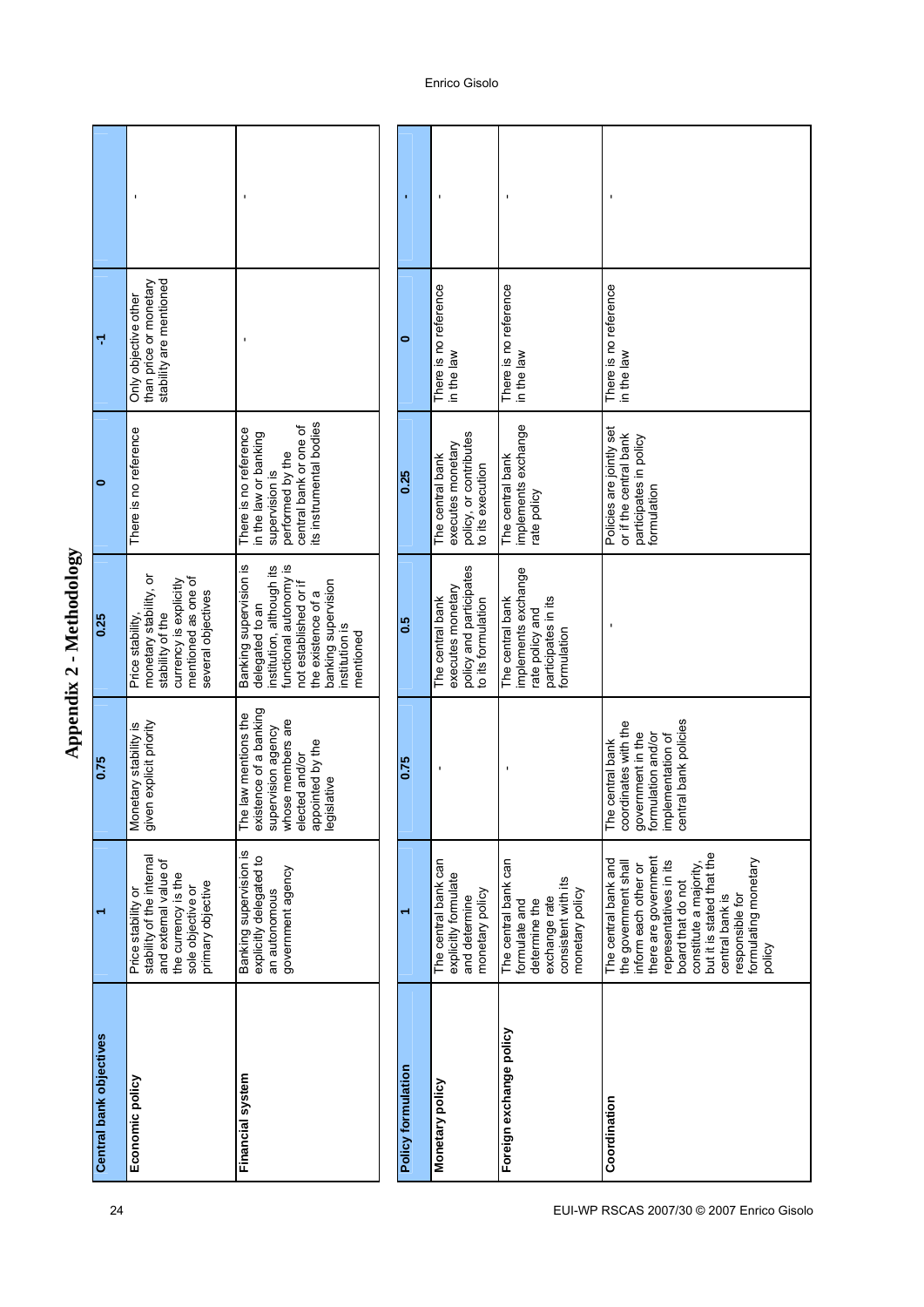# Appendix 2 - Methodology

| Central bank objectives | 1 | 0.75 | 0.25 | 0 | -1 | |
|---|---|---|---|---|---|---|
| Economic policy | Price stability or stability of the internal and external value of the currency is the sole objective or primary objective | Monetary stability is given explicit priority | Price stability, monetary stability, or stability of the currency is explicitly mentioned as one of several objectives | There is no reference | Only objective other than price or monetary stability are mentioned | - |
| Financial system | Banking supervision is explicitly delegated to an autonomous government agency | The law mentions the existence of a banking supervision agency whose members are elected and/or appointed by the legislative | Banking supervision is delegated to an institution, although its functional autonomy is not established or if the existence of a banking supervision institution is mentioned | There is no reference in the law or banking supervision is performed by the central bank or one of its instrumental bodies | - | - |

| Policy formulation | 1 | 0.75 | 0.5 | 0.25 | 0 | - |
|---|---|---|---|---|---|---|
| Monetary policy | The central bank can explicitly formulate and determine monetary policy | - | The central bank executes monetary policy and participates to its formulation | The central bank executes monetary policy, or contributes to its execution | There is no reference in the law | - |
| Foreign exchange policy | The central bank can formulate and determine the exchange rate consistent with its monetary policy | - | The central bank implements exchange rate policy and participates in its formulation | The central bank implements exchange rate policy | There is no reference in the law | - |
| Coordination | The central bank and the government shall inform each other or there are government representatives in its board that do not constitute a majority, but it is stated that the central bank is responsible for formulating monetary policy | The central bank coordinates with the government in the formulation and/or implementation of central bank policies | - | Policies are jointly set or if the central bank participates in policy formulation | There is no reference in the law | - |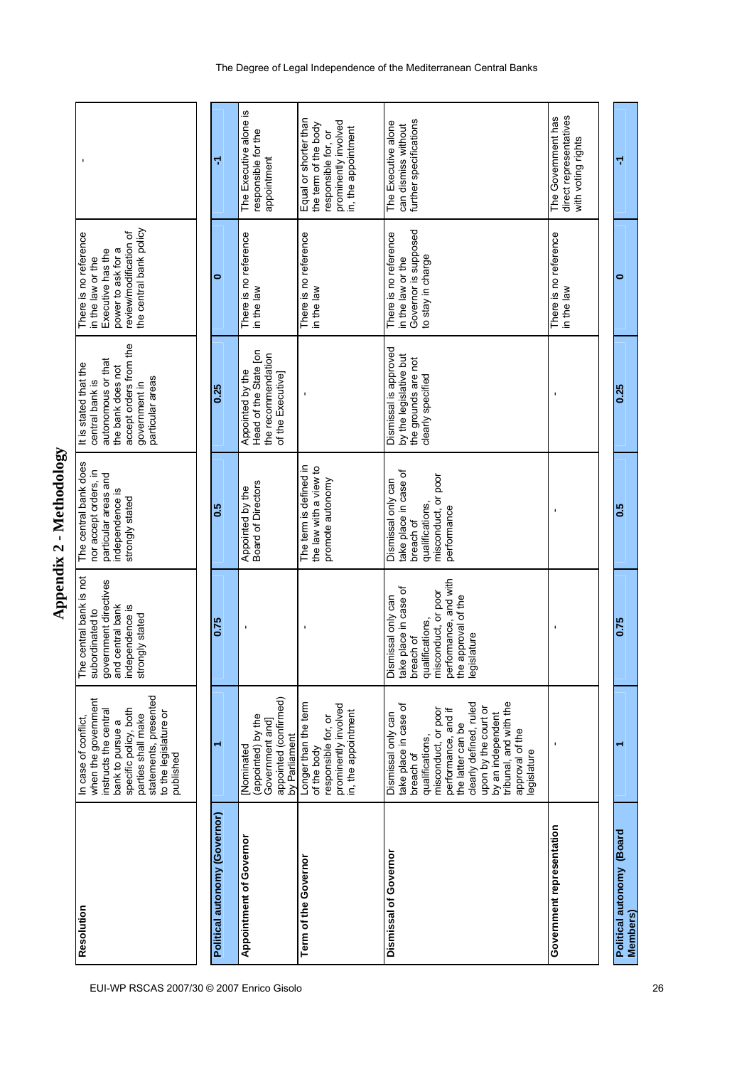# Appendix 2 - Methodology

| | | | | | | |
|---|---|---|---|---|---|---|
| **Resolution** | In case of conflict, when the government instructs the central bank to pursue a specific policy, both parties shall make statements, presented to the legislature or published | The central bank is not subordinated to government directives and central bank independence is strongly stated | The central bank does nor accept orders, in particular areas and independence is strongly stated | It is stated that the central bank is autonomous or that the bank does not accept orders from the government in particular areas | There is no reference in the law or the Executive has the power to ask for a review/modification of the central bank policy | - |
| **Political autonomy (Governor)** | **1** | **0.75** | **0.5** | **0.25** | **0** | **-1** |
| **Appointment of Governor** | [Nominated (appointed) by the Government and] appointed (confirmed) by Parliament | - | Appointed by the Board of Directors | Appointed by the Head of the State [on the recommendation of the Executive] | There is no reference in the law | The Executive alone is responsible for the appointment |
| **Term of the Governor** | Longer than the term of the body responsible for, or prominently involved in, the appointment | - | The term is defined in the law with a view to promote autonomy | - | There is no reference in the law | Equal or shorter than the term of the body responsible for, or prominently involved in, the appointment |
| **Dismissal of Governor** | Dismissal only can take place in case of breach of qualifications, misconduct, or poor performance, and if the latter can be clearly defined, ruled upon by the court or by an independent tribunal, and with the approval of the legislature | Dismissal only can take place in case of breach of qualifications, misconduct, or poor performance, and with the approval of the legislature | Dismissal only can take place in case of breach of qualifications, misconduct, or poor performance | Dismissal is approved by the legislative but the grounds are not clearly specified | There is no reference in the law or the Governor is supposed to stay in charge | The Executive alone can dismiss without further specifications |
| **Government representation** | - | - | - | - | There is no reference in the law | The Government has direct representatives with voting rights |
| **Political autonomy (Board Members)** | **1** | **0.75** | **0.5** | **0.25** | **0** | **-1** |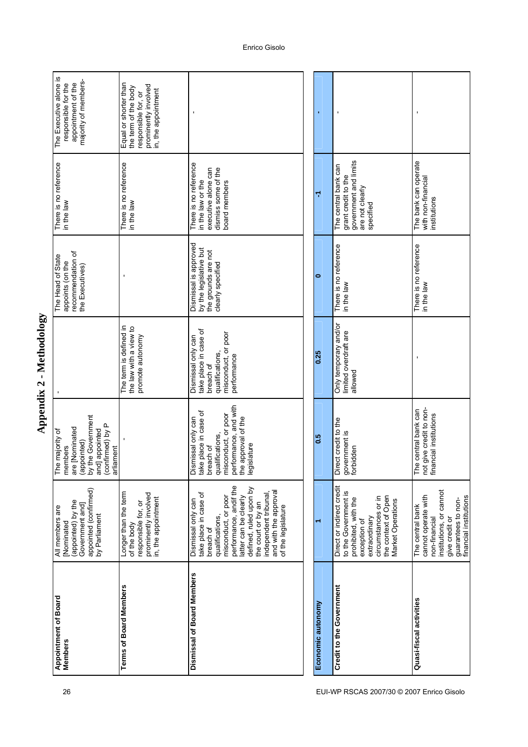# Appendix 2 - Methodology

| Appointment of Board Members | All members are [Nominated (appointed) by the Government and] appointed (confirmed) by Parliament | The majority of members are [Nominated (appointed) by the Government and] appointed (confirmed) by Parliament | - | The Head of State appoints (on the recommendation of the Executives) | There is no reference in the law | The Executive alone is responsible for the appointment of the majority of members- |
|---|---|---|---|---|---|---|
| **Terms of Board Members** | Longer than the term of the body responsible for, or prominently involved in, the appointment | - | The term is defined in the law with a view to promote autonomy | - | There is no reference in the law | Equal or shorter than the term of the body responsible for, or prominently involved in, the appointment |
| **Dismissal of Board Members** | Dismissal only can take place in case of breach of qualifications, misconduct, or poor performance, and/if the latter can be clearly defined, ruled upon by the court or by an independent tribunal, and with the approval of the legislature | Dismissal only can take place in case of breach of qualifications, misconduct, or poor performance, and with the approval of the legislature | Dismissal only can take place in case of breach of qualifications, misconduct, or poor performance | Dismissal is approved by the legislative but the grounds are not clearly specified | There is no reference in the law or the executive alone can dismiss some of the board members | - |

| **Economic autonomy** | **1** | **0.5** | **0.25** | **0** | **-1** | **-** |
|---|---|---|---|---|---|---|
| **Credit to the Government** | Direct or indirect credit to the Government is prohibited, with the exception of extraordinary circumstances or in the context of Open Market Operations | Direct credit to the government is forbidden | Only temporary and/or limited overdraft are allowed | There is no reference in the law | The central bank can grant credit to the government and limits are not clearly specified | - |
| **Quasi-fiscal activities** | The central bank cannot operate with non-financial institutions, or cannot give credit or guarantees to non-financial institutions | The central bank can not give credit to non-financial institutions | - | There is no reference in the law | The bank can operate with non-financial institutions | - |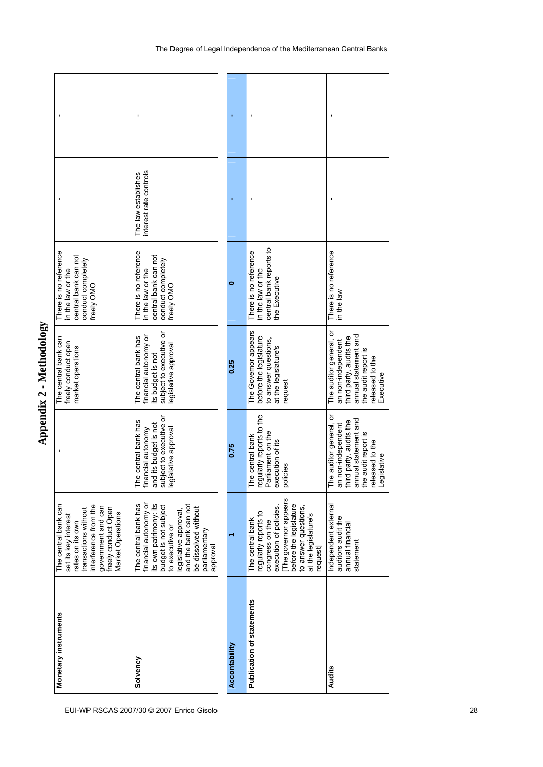# Appendix 2 - Methodology

| | | | | | | |
|---|---|---|---|---|---|---|
| **Monetary instruments** | The central bank can set its key interest rates on its own transactions without interference from the government and can freely conduct Open Market Operations | - | The central bank can freely conduct open market operations | There is no reference in the law or the central bank can not conduct completely freely OMO | - | - |
| **Solvency** | The central bank has financial autonomy or its own patrimony: its budget is not subject to executive or legislative approval, and the bank can not be dissolved without parliamentary approval | The central bank has financial autonomy and its budget is not subject to executive or legislative approval | The central bank has financial autonomy or its budget is not subject to executive or legislative approval | There is no reference in the law or the central bank can not conduct completely freely OMO | The law establishes interest rate controls | - |
| **Accountability** | **1** | **0.75** | **0.25** | **0** | **-** | **-** |
| **Publication of statements** | The central bank regularly reports to congress on the execution of policies. [The governor appears before the legislature to answer questions, at the legislature's request] | The central bank regularly reports to the Parliament on the execution of its policies | The Governor appears before the legislature to answer questions, at the legislature's request | There is no reference in the law or the central bank reports to the Executive | - | - |
| **Audits** | Independent external auditors audit the annual financial statement | The auditor general, or an non-independent third party, audits the annual statement and the audit report is released to the Legislative | The auditor general, or an non-independent third party, audits the annual statement and the audit report is released to the Executive | There is no reference in the law | - | - |